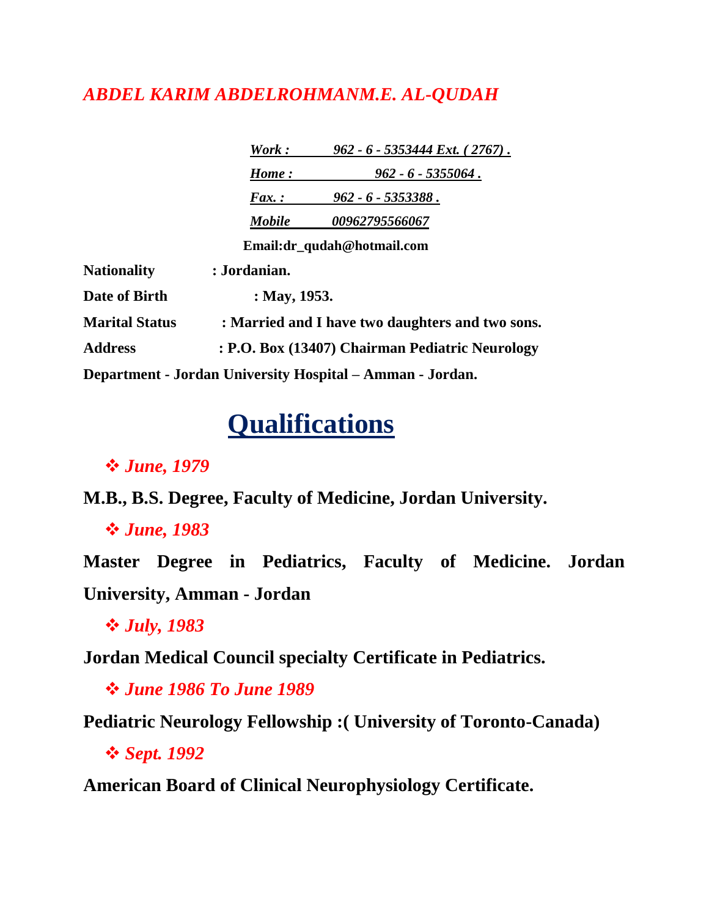*ABDEL KARIM ABDELROHMANM.E. AL-QUDAH*

*Work : 962 - 6 - 5353444 Ext. ( 2767) .*

*Home : 962 - 6 - 5355064 .*

*Fax. : 962 - 6 - 5353388 .*

*Mobile 00962795566067*

**Email:dr_qudah@hotmail.com**

**Nationality : Jordanian.**

**Date of Birth : May, 1953.**

**Marital Status : Married and I have two daughters and two sons.**

**Address : P.O. Box (13407) Chairman Pediatric Neurology Department - Jordan University Hospital – Amman - Jordan.**

# Qualifications

- ***June, 1979***

**M.B., B.S. Degree, Faculty of Medicine, Jordan University.**

- ***June, 1983***

**Master Degree in Pediatrics, Faculty of Medicine. Jordan University, Amman - Jordan**

- ***July, 1983***

**Jordan Medical Council specialty Certificate in Pediatrics.**

- ***June 1986 To June 1989***

**Pediatric Neurology Fellowship :( University of Toronto-Canada)**

- ***Sept. 1992***

**American Board of Clinical Neurophysiology Certificate.**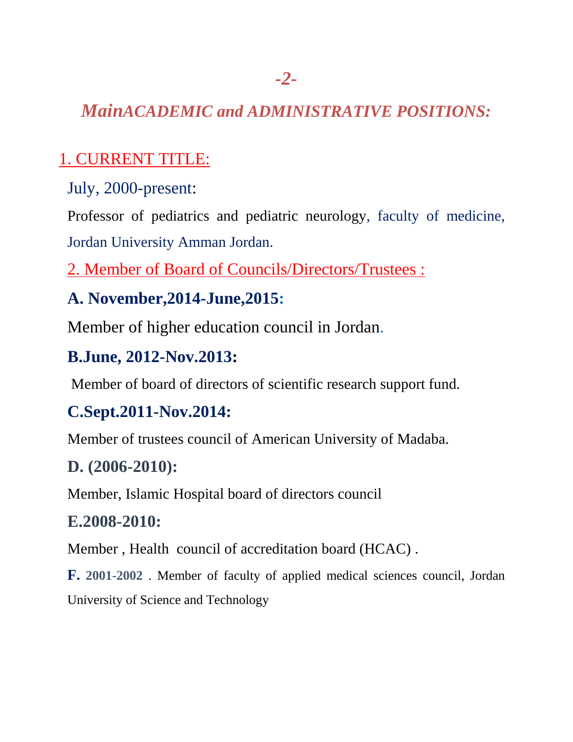## *MainACADEMIC and ADMINISTRATIVE POSITIONS:*

### 1. CURRENT TITLE:

July, 2000-present:

Professor of pediatrics and pediatric neurology, faculty of medicine, Jordan University Amman Jordan.

### 2. Member of Board of Councils/Directors/Trustees :

**A. November,2014-June,2015:**

Member of higher education council in Jordan.

**B.June, 2012-Nov.2013:**

Member of board of directors of scientific research support fund.

**C.Sept.2011-Nov.2014:**

Member of trustees council of American University of Madaba.

**D. (2006-2010):**

Member, Islamic Hospital board of directors council

**E.2008-2010:**

Member , Health council of accreditation board (HCAC) .

**F. 2001-2002** . Member of faculty of applied medical sciences council, Jordan University of Science and Technology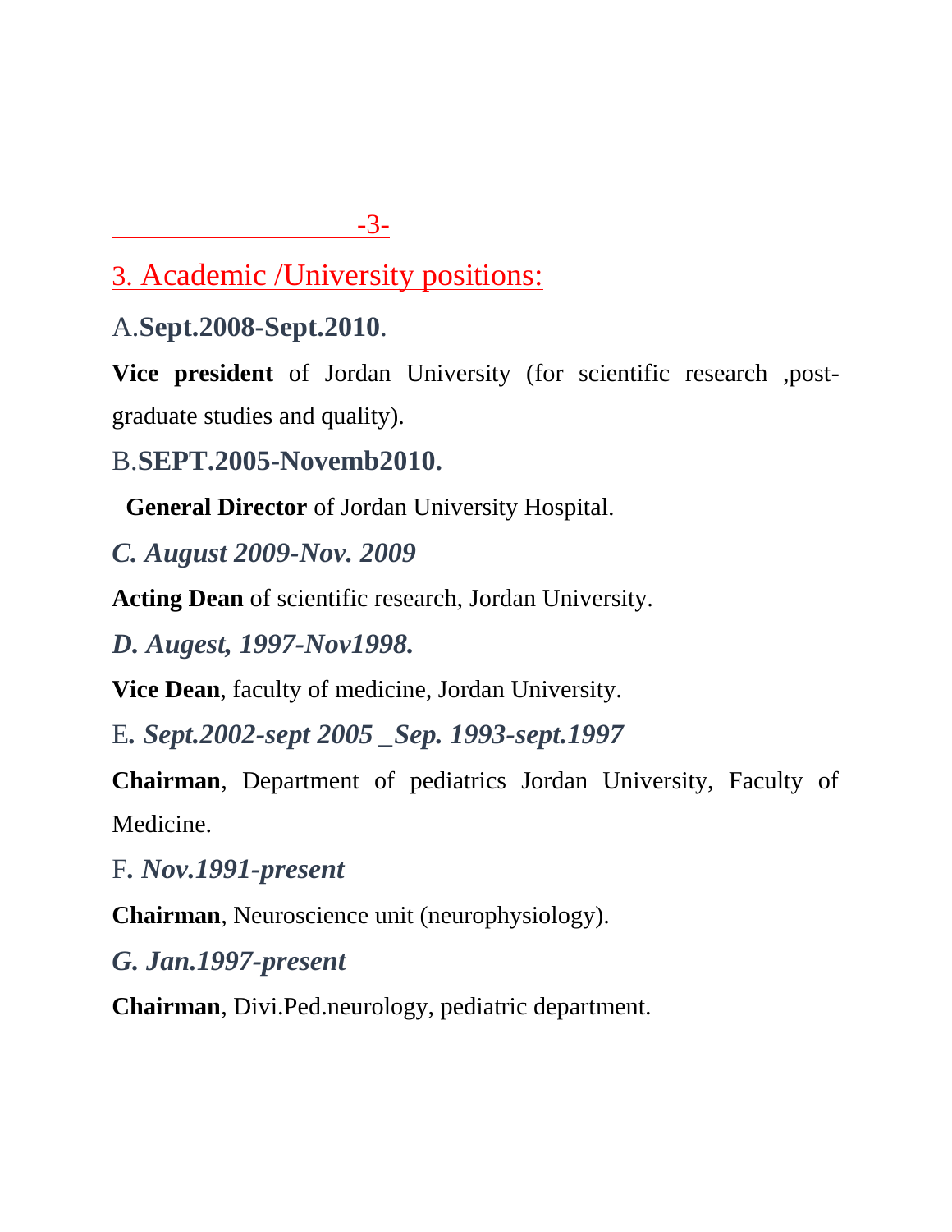## 3. Academic /University positions:

A.**Sept.2008-Sept.2010**.

**Vice president** of Jordan University (for scientific research ,post-graduate studies and quality).

B.**SEPT.2005-Novemb2010.**

**General Director** of Jordan University Hospital.

***C. August 2009-Nov. 2009***

**Acting Dean** of scientific research, Jordan University.

***D. Augest, 1997-Nov1998.***

**Vice Dean**, faculty of medicine, Jordan University.

E***. Sept.2002-sept 2005 _Sep. 1993-sept.1997***

**Chairman**, Department of pediatrics Jordan University, Faculty of Medicine.

F***. Nov.1991-present***

**Chairman**, Neuroscience unit (neurophysiology).

***G. Jan.1997-present***

**Chairman**, Divi.Ped.neurology, pediatric department.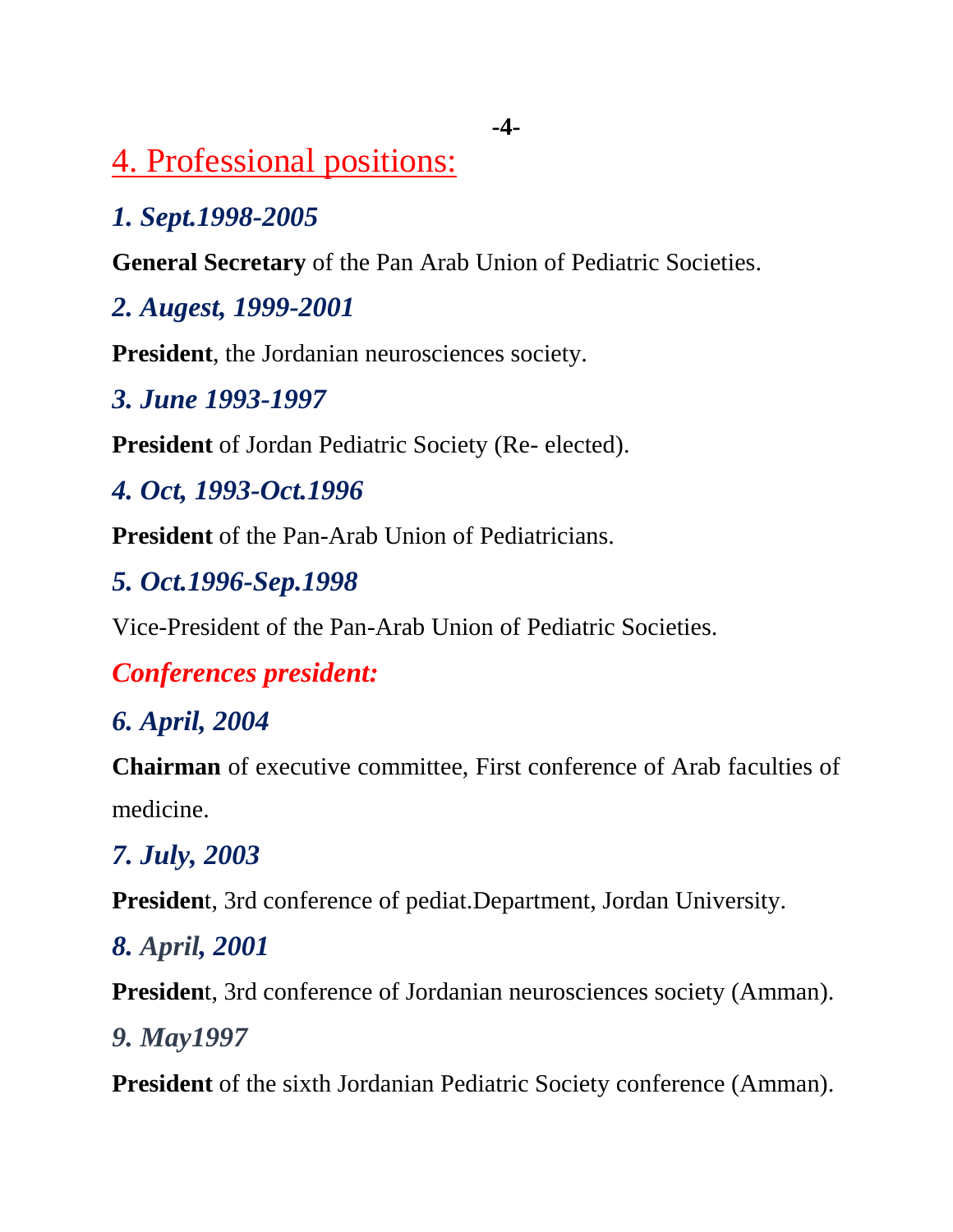## 4. Professional positions:

### *1. Sept.1998-2005*

**General Secretary** of the Pan Arab Union of Pediatric Societies.

### *2. Augest, 1999-2001*

**President**, the Jordanian neurosciences society.

### *3. June 1993-1997*

**President** of Jordan Pediatric Society (Re- elected).

### *4. Oct, 1993-Oct.1996*

**President** of the Pan-Arab Union of Pediatricians.

### *5. Oct.1996-Sep.1998*

Vice-President of the Pan-Arab Union of Pediatric Societies.

### *Conferences president:*

### *6. April, 2004*

**Chairman** of executive committee, First conference of Arab faculties of medicine.

### *7. July, 2003*

**Presiden**t, 3rd conference of pediat.Department, Jordan University.

### *8. April, 2001*

**Presiden**t, 3rd conference of Jordanian neurosciences society (Amman).

### *9. May1997*

**President** of the sixth Jordanian Pediatric Society conference (Amman).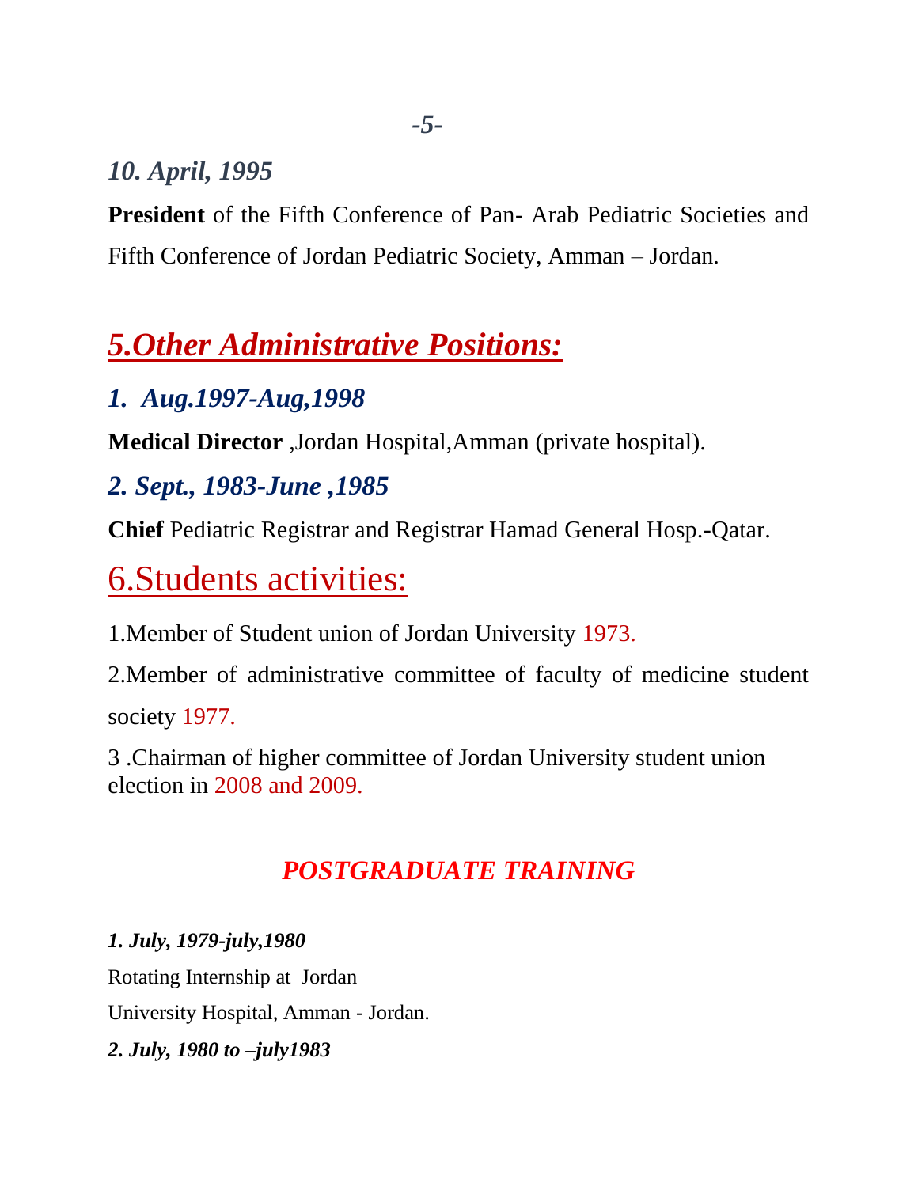*10. April, 1995*

**President** of the Fifth Conference of Pan- Arab Pediatric Societies and Fifth Conference of Jordan Pediatric Society, Amman – Jordan.

## *5.Other Administrative Positions:*

### *1. Aug.1997-Aug,1998*

**Medical Director** ,Jordan Hospital,Amman (private hospital).

### *2. Sept., 1983-June ,1985*

**Chief** Pediatric Registrar and Registrar Hamad General Hosp.-Qatar.

## 6.Students activities:

1.Member of Student union of Jordan University 1973.

2.Member of administrative committee of faculty of medicine student society 1977.

3 .Chairman of higher committee of Jordan University student union election in 2008 and 2009.

## *POSTGRADUATE TRAINING*

***1. July, 1979-july,1980***

Rotating Internship at Jordan University Hospital, Amman - Jordan.

***2. July, 1980 to –july1983***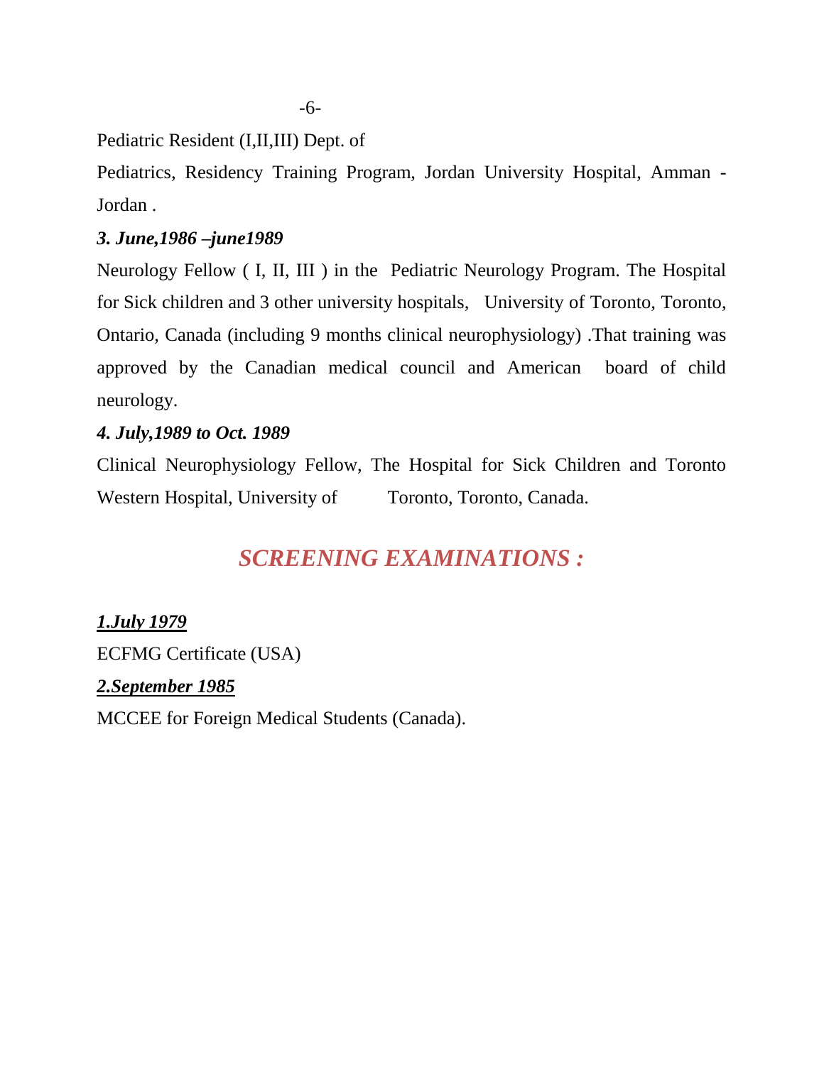Pediatric Resident (I,II,III) Dept. of

Pediatrics, Residency Training Program, Jordan University Hospital, Amman - Jordan .

***3. June,1986 –june1989***

Neurology Fellow ( I, II, III ) in the Pediatric Neurology Program. The Hospital for Sick children and 3 other university hospitals, University of Toronto, Toronto, Ontario, Canada (including 9 months clinical neurophysiology) .That training was approved by the Canadian medical council and American board of child neurology.

***4. July,1989 to Oct. 1989***

Clinical Neurophysiology Fellow, The Hospital for Sick Children and Toronto Western Hospital, University of Toronto, Toronto, Canada.

## *SCREENING EXAMINATIONS :*

***1.July 1979***

ECFMG Certificate (USA)

***2.September 1985***

MCCEE for Foreign Medical Students (Canada).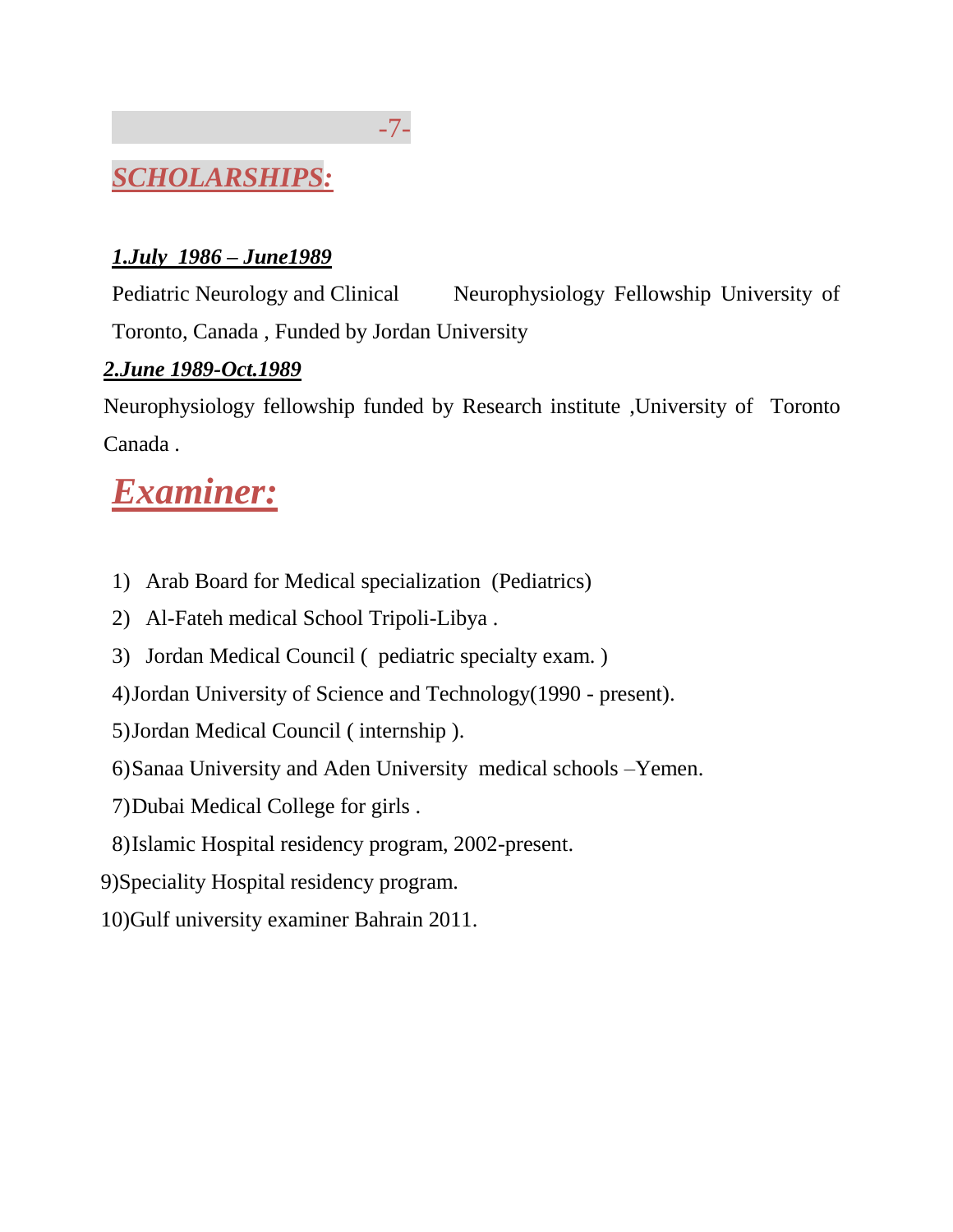## ***SCHOLARSHIPS:***

***1.July 1986 – June1989***

Pediatric Neurology and Clinical Neurophysiology Fellowship University of Toronto, Canada , Funded by Jordan University

***2.June 1989-Oct.1989***

Neurophysiology fellowship funded by Research institute ,University of Toronto Canada .

## ***Examiner:***

1) Arab Board for Medical specialization (Pediatrics)
2) Al-Fateh medical School Tripoli-Libya .
3) Jordan Medical Council ( pediatric specialty exam. )
4) Jordan University of Science and Technology(1990 - present).
5) Jordan Medical Council ( internship ).
6) Sanaa University and Aden University medical schools –Yemen.
7) Dubai Medical College for girls .
8) Islamic Hospital residency program, 2002-present.
9) Speciality Hospital residency program.
10) Gulf university examiner Bahrain 2011.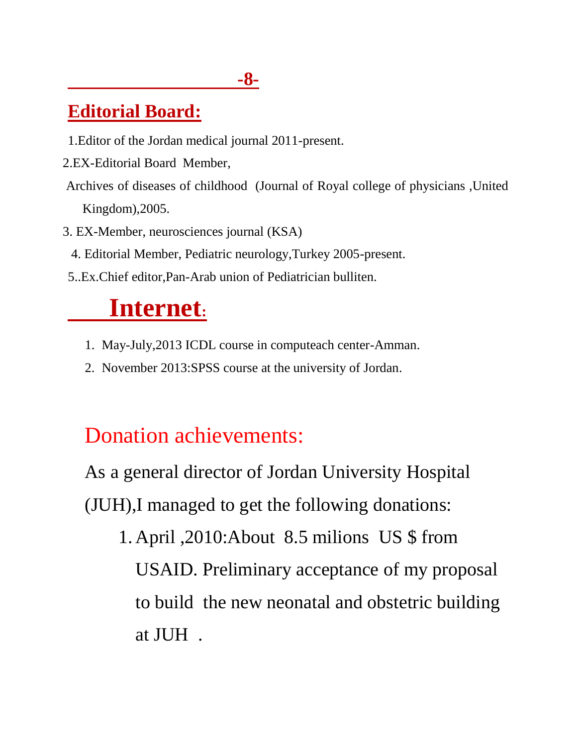## Editorial Board:

1.Editor of the Jordan medical journal 2011-present.

2.EX-Editorial Board Member,

Archives of diseases of childhood (Journal of Royal college of physicians ,United Kingdom),2005.

3. EX-Member, neurosciences journal (KSA)

4. Editorial Member, Pediatric neurology,Turkey 2005-present.

5..Ex.Chief editor,Pan-Arab union of Pediatrician bulliten.

## Internet:

1. May-July,2013 ICDL course in computeach center-Amman.
2. November 2013:SPSS course at the university of Jordan.

## Donation achievements:

As a general director of Jordan University Hospital (JUH),I managed to get the following donations:

1. April ,2010:About 8.5 milions US $ from USAID. Preliminary acceptance of my proposal to build the new neonatal and obstetric building at JUH .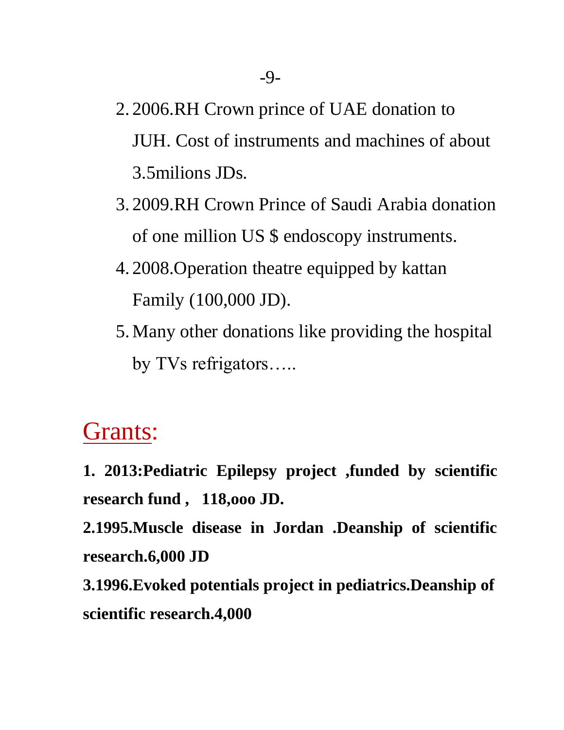2. 2006.RH Crown prince of UAE donation to JUH. Cost of instruments and machines of about 3.5milions JDs.
3. 2009.RH Crown Prince of Saudi Arabia donation of one million US $ endoscopy instruments.
4. 2008.Operation theatre equipped by kattan Family (100,000 JD).
5. Many other donations like providing the hospital by TVs refrigators…..

## Grants:

**1. 2013:Pediatric Epilepsy project ,funded by scientific research fund , 118,ooo JD.**

**2.1995.Muscle disease in Jordan .Deanship of scientific research.6,000 JD**

**3.1996.Evoked potentials project in pediatrics.Deanship of scientific research.4,000**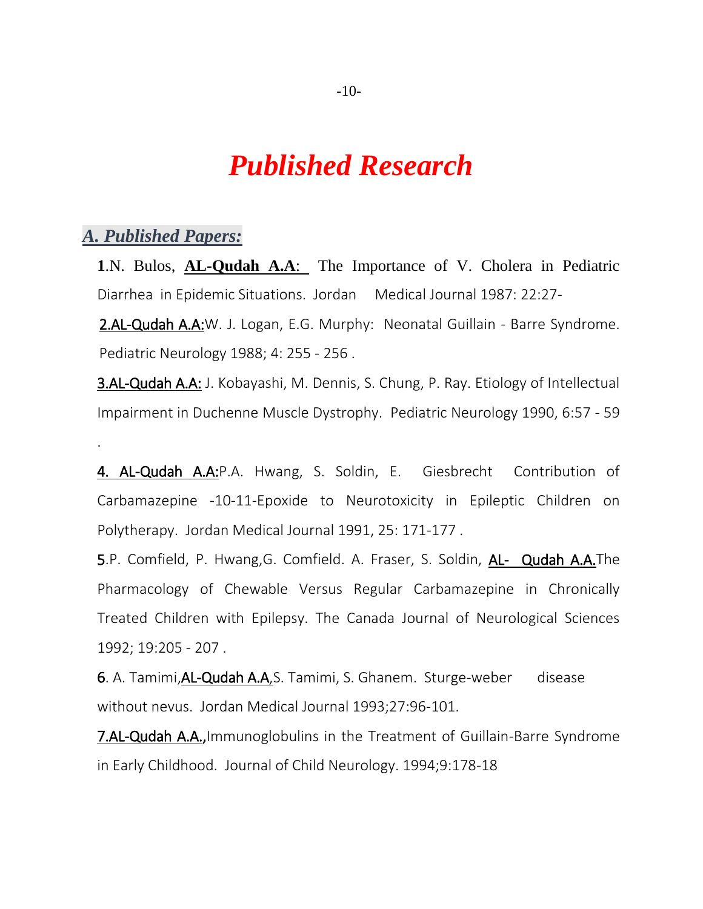# *Published Research*

## *A. Published Papers:*

**1**.N. Bulos, **AL-Qudah A.A**: The Importance of V. Cholera in Pediatric Diarrhea in Epidemic Situations. Jordan Medical Journal 1987: 22:27-

2.AL-Qudah A.A:W. J. Logan, E.G. Murphy: Neonatal Guillain - Barre Syndrome. Pediatric Neurology 1988; 4: 255 - 256 .

3.AL-Qudah A.A: J. Kobayashi, M. Dennis, S. Chung, P. Ray. Etiology of Intellectual Impairment in Duchenne Muscle Dystrophy. Pediatric Neurology 1990, 6:57 - 59 .

4. AL-Qudah A.A:P.A. Hwang, S. Soldin, E. Giesbrecht Contribution of Carbamazepine -10-11-Epoxide to Neurotoxicity in Epileptic Children on Polytherapy. Jordan Medical Journal 1991, 25: 171-177 .

5.P. Comfield, P. Hwang,G. Comfield. A. Fraser, S. Soldin, AL- Qudah A.A.The Pharmacology of Chewable Versus Regular Carbamazepine in Chronically Treated Children with Epilepsy. The Canada Journal of Neurological Sciences 1992; 19:205 - 207 .

6. A. Tamimi,AL-Qudah A.A,S. Tamimi, S. Ghanem. Sturge-weber disease without nevus. Jordan Medical Journal 1993;27:96-101.

7.AL-Qudah A.A.,Immunoglobulins in the Treatment of Guillain-Barre Syndrome in Early Childhood. Journal of Child Neurology. 1994;9:178-18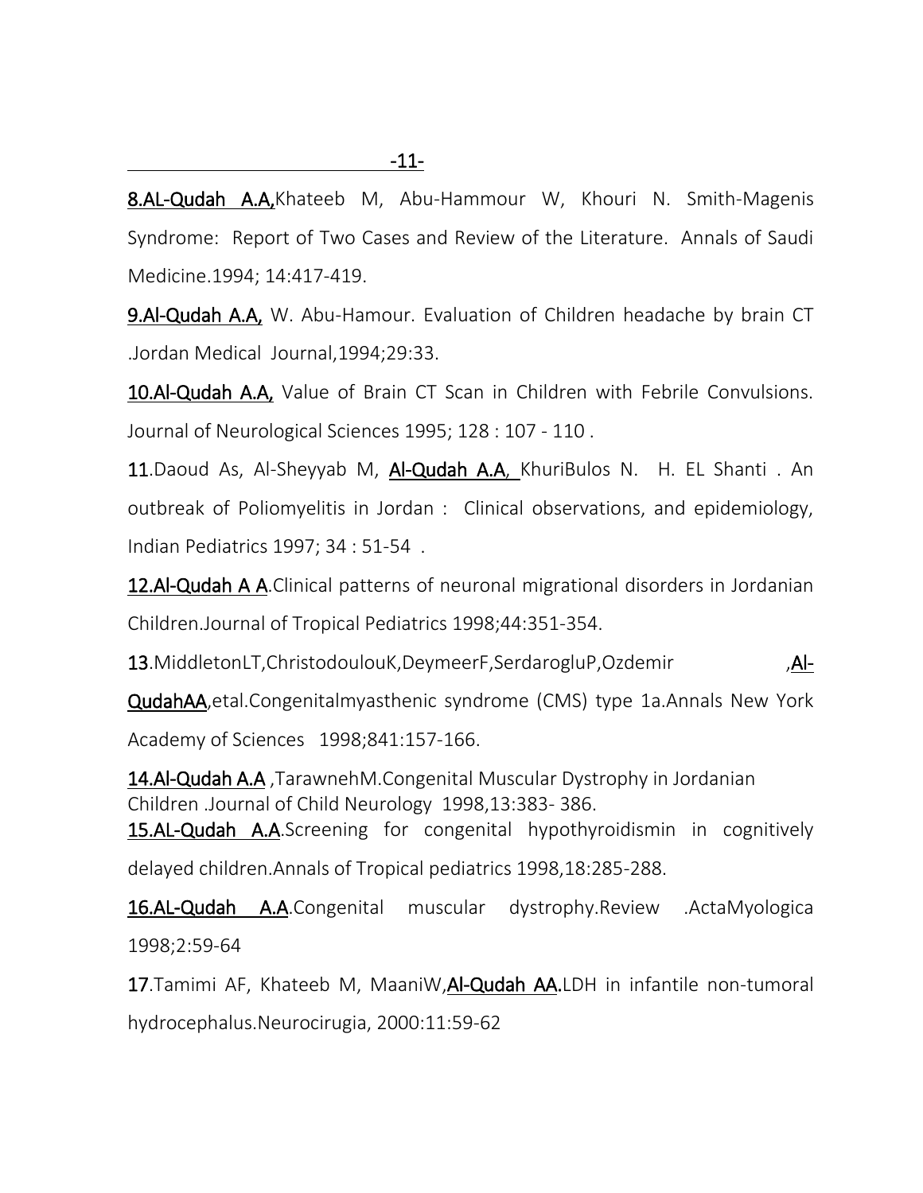**8.AL-Qudah A.A,**Khateeb M, Abu-Hammour W, Khouri N. Smith-Magenis Syndrome: Report of Two Cases and Review of the Literature. Annals of Saudi Medicine.1994; 14:417-419.

**9.Al-Qudah A.A,** W. Abu-Hamour. Evaluation of Children headache by brain CT .Jordan Medical Journal,1994;29:33.

**10.Al-Qudah A.A,** Value of Brain CT Scan in Children with Febrile Convulsions. Journal of Neurological Sciences 1995; 128 : 107 - 110 .

**11**.Daoud As, Al-Sheyyab M, **Al-Qudah A.A**, KhuriBulos N. H. EL Shanti . An outbreak of Poliomyelitis in Jordan : Clinical observations, and epidemiology, Indian Pediatrics 1997; 34 : 51-54 .

**12.Al-Qudah A A**.Clinical patterns of neuronal migrational disorders in Jordanian Children.Journal of Tropical Pediatrics 1998;44:351-354.

**13**.MiddletonLT,ChristodoulouK,DeymeerF,SerdarogluP,Ozdemir ,**Al-QudahAA**,etal.Congenitalmyasthenic syndrome (CMS) type 1a.Annals New York Academy of Sciences 1998;841:157-166.

**14.Al-Qudah A.A** ,TarawnehM.Congenital Muscular Dystrophy in Jordanian Children .Journal of Child Neurology 1998,13:383- 386.

**15.AL-Qudah A.A**.Screening for congenital hypothyroidismin in cognitively delayed children.Annals of Tropical pediatrics 1998,18:285-288.

**16.AL-Qudah A.A**.Congenital muscular dystrophy.Review .ActaMyologica 1998;2:59-64

**17**.Tamimi AF, Khateeb M, MaaniW,**Al-Qudah AA.**LDH in infantile non-tumoral hydrocephalus.Neurocirugia, 2000:11:59-62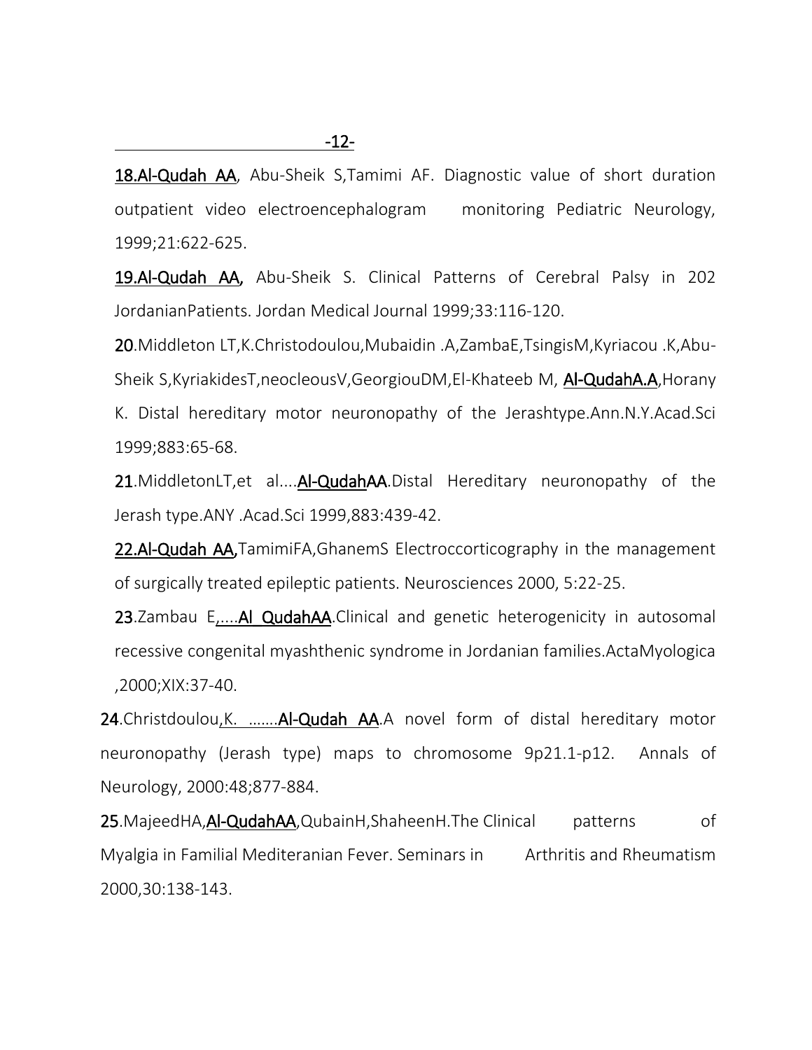18.Al-Qudah AA, Abu-Sheik S,Tamimi AF. Diagnostic value of short duration outpatient video electroencephalogram monitoring Pediatric Neurology, 1999;21:622-625.

19.Al-Qudah AA, Abu-Sheik S. Clinical Patterns of Cerebral Palsy in 202 JordanianPatients. Jordan Medical Journal 1999;33:116-120.

20.Middleton LT,K.Christodoulou,Mubaidin .A,ZambaE,TsingisM,Kyriacou .K,Abu-Sheik S,KyriakidesT,neocleousV,GeorgiouDM,El-Khateeb M, Al-QudahA.A,Horany K. Distal hereditary motor neuronopathy of the Jerashtype.Ann.N.Y.Acad.Sci 1999;883:65-68.

21.MiddletonLT,et al....Al-QudahAA.Distal Hereditary neuronopathy of the Jerash type.ANY .Acad.Sci 1999,883:439-42.

22.Al-Qudah AA,TamimiFA,GhanemS Electroccorticography in the management of surgically treated epileptic patients. Neurosciences 2000, 5:22-25.

23.Zambau E,....Al QudahAA.Clinical and genetic heterogenicity in autosomal recessive congenital myashthenic syndrome in Jordanian families.ActaMyologica ,2000;XIX:37-40.

24.Christdoulou,K. …….Al-Qudah AA.A novel form of distal hereditary motor neuronopathy (Jerash type) maps to chromosome 9p21.1-p12. Annals of Neurology, 2000:48;877-884.

25.MajeedHA,Al-QudahAA,QubainH,ShaheenH.The Clinical patterns of Myalgia in Familial Mediteranian Fever. Seminars in Arthritis and Rheumatism 2000,30:138-143.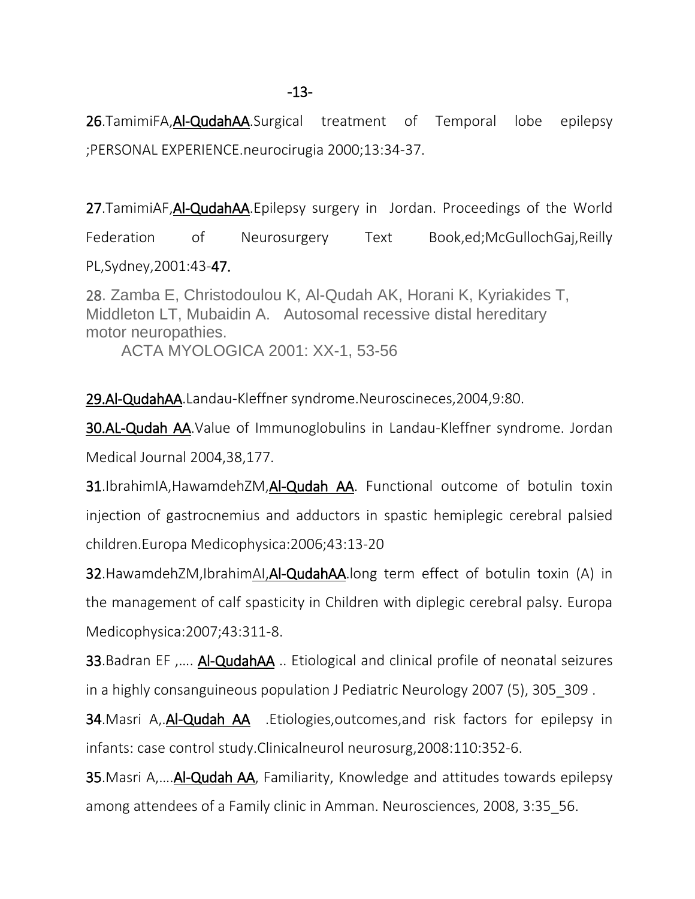26.TamimiFA,**Al-QudahAA**.Surgical treatment of Temporal lobe epilepsy ;PERSONAL EXPERIENCE.neurocirugia 2000;13:34-37.

27.TamimiAF,**Al-QudahAA**.Epilepsy surgery in Jordan. Proceedings of the World Federation of Neurosurgery Text Book,ed;McGullochGaj,Reilly PL,Sydney,2001:43-47.

28. Zamba E, Christodoulou K, Al-Qudah AK, Horani K, Kyriakides T, Middleton LT, Mubaidin A. Autosomal recessive distal hereditary motor neuropathies.
ACTA MYOLOGICA 2001: XX-1, 53-56

29.**Al-QudahAA**.Landau-Kleffner syndrome.Neuroscineces,2004,9:80.

30.**AL-Qudah AA**.Value of Immunoglobulins in Landau-Kleffner syndrome. Jordan Medical Journal 2004,38,177.

31.IbrahimIA,HawamdehZM,**Al-Qudah AA**. Functional outcome of botulin toxin injection of gastrocnemius and adductors in spastic hemiplegic cerebral palsied children.Europa Medicophysica:2006;43:13-20

32.HawamdehZM,IbrahimAI,**Al-QudahAA**.long term effect of botulin toxin (A) in the management of calf spasticity in Children with diplegic cerebral palsy. Europa Medicophysica:2007;43:311-8.

33.Badran EF ,…. **Al-QudahAA** .. Etiological and clinical profile of neonatal seizures in a highly consanguineous population J Pediatric Neurology 2007 (5), 305_309 .

34.Masri A,.**Al-Qudah AA** .Etiologies,outcomes,and risk factors for epilepsy in infants: case control study.Clinicalneurol neurosurg,2008:110:352-6.

35.Masri A,….**Al-Qudah AA**, Familiarity, Knowledge and attitudes towards epilepsy among attendees of a Family clinic in Amman. Neurosciences, 2008, 3:35_56.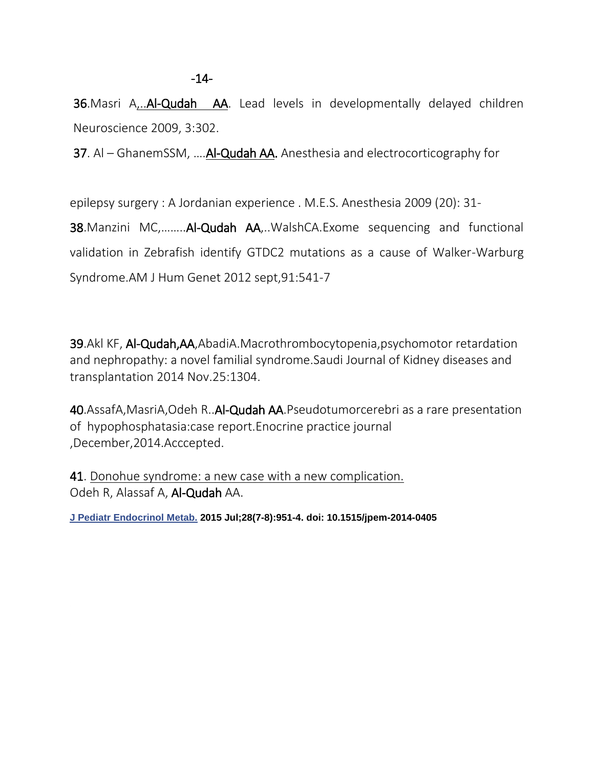**36**.Masri A,..**Al-Qudah AA**. Lead levels in developmentally delayed children Neuroscience 2009, 3:302.

**37**. Al – GhanemSSM, ….**Al-Qudah AA.** Anesthesia and electrocorticography for epilepsy surgery : A Jordanian experience . M.E.S. Anesthesia 2009 (20): 31-

**38**.Manzini MC,……..**Al-Qudah AA**,..WalshCA.Exome sequencing and functional validation in Zebrafish identify GTDC2 mutations as a cause of Walker-Warburg Syndrome.AM J Hum Genet 2012 sept,91:541-7

**39**.Akl KF, **Al-Qudah,AA**,AbadiA.Macrothrombocytopenia,psychomotor retardation and nephropathy: a novel familial syndrome.Saudi Journal of Kidney diseases and transplantation 2014 Nov.25:1304.

**40**.AssafA,MasriA,Odeh R..**Al-Qudah AA**.Pseudotumorcerebri as a rare presentation of hypophosphatasia:case report.Enocrine practice journal ,December,2014.Acccepted.

**41**. Donohue syndrome: a new case with a new complication.
Odeh R, Alassaf A, **Al-Qudah** AA.

J Pediatr Endocrinol Metab. **2015 Jul;28(7-8):951-4. doi: 10.1515/jpem-2014-0405**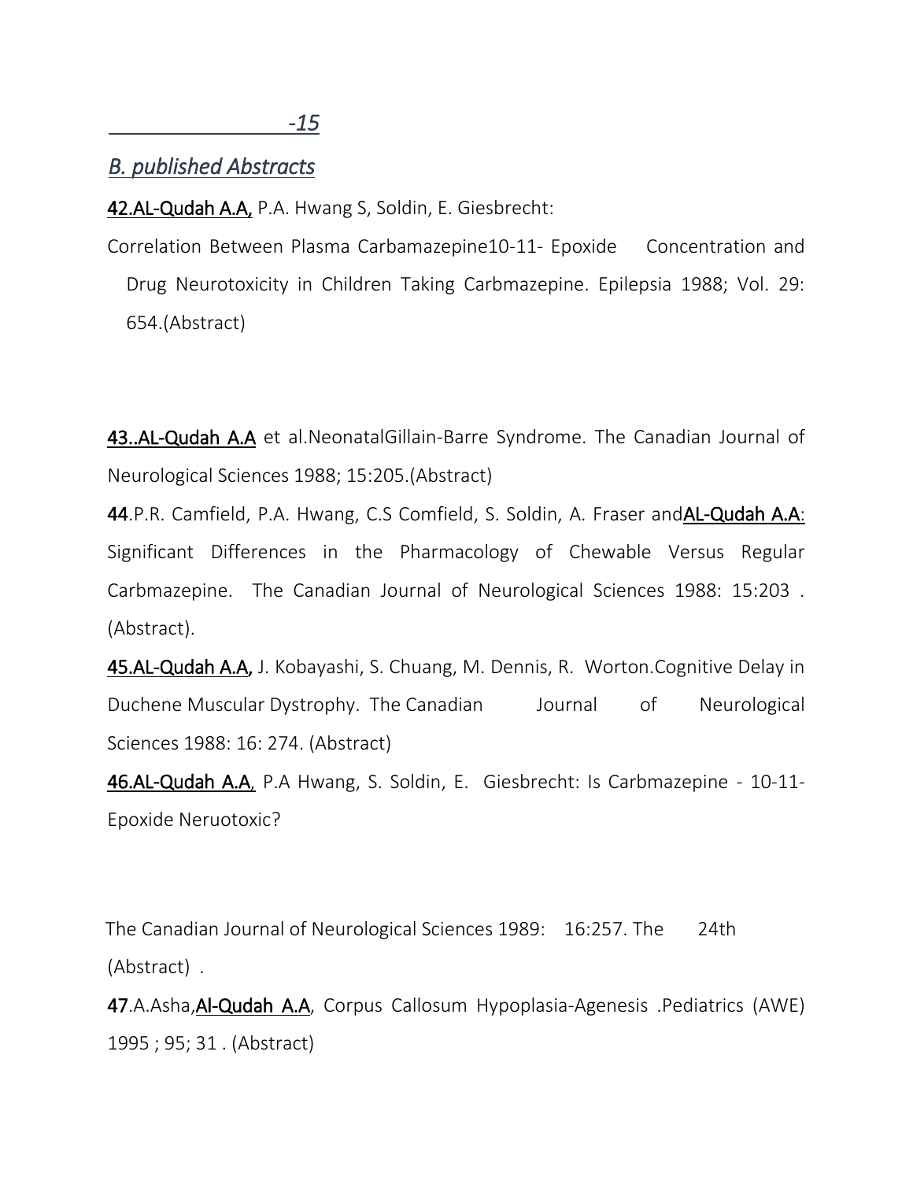## *B. published Abstracts*

**42.AL-Qudah A.A,** P.A. Hwang S, Soldin, E. Giesbrecht:

Correlation Between Plasma Carbamazepine10-11- Epoxide Concentration and Drug Neurotoxicity in Children Taking Carbmazepine. Epilepsia 1988; Vol. 29: 654.(Abstract)

**43..AL-Qudah A.A** et al.NeonatalGillain-Barre Syndrome. The Canadian Journal of Neurological Sciences 1988; 15:205.(Abstract)

**44**.P.R. Camfield, P.A. Hwang, C.S Comfield, S. Soldin, A. Fraser and**AL-Qudah A.A**: Significant Differences in the Pharmacology of Chewable Versus Regular Carbmazepine. The Canadian Journal of Neurological Sciences 1988: 15:203 . (Abstract).

**45.AL-Qudah A.A,** J. Kobayashi, S. Chuang, M. Dennis, R. Worton.Cognitive Delay in Duchene Muscular Dystrophy. The Canadian Journal of Neurological Sciences 1988: 16: 274. (Abstract)

**46.AL-Qudah A.A**, P.A Hwang, S. Soldin, E. Giesbrecht: Is Carbmazepine - 10-11-Epoxide Neruotoxic?

The Canadian Journal of Neurological Sciences 1989: 16:257. The 24th (Abstract) .

**47**.A.Asha,**Al-Qudah A.A**, Corpus Callosum Hypoplasia-Agenesis .Pediatrics (AWE) 1995 ; 95; 31 . (Abstract)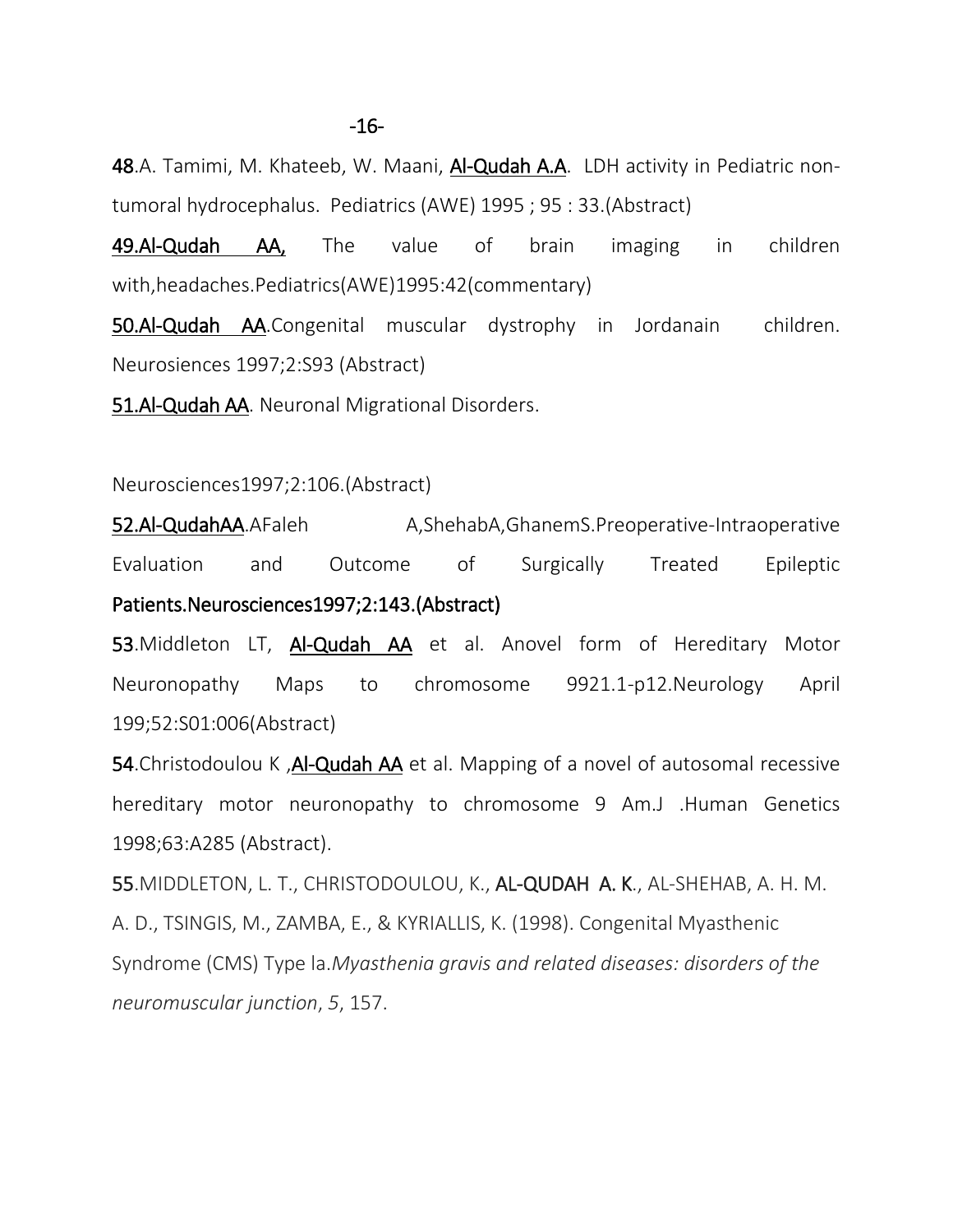48.A. Tamimi, M. Khateeb, W. Maani, Al-Qudah A.A. LDH activity in Pediatric non-tumoral hydrocephalus. Pediatrics (AWE) 1995 ; 95 : 33.(Abstract)

49.Al-Qudah AA, The value of brain imaging in children with,headaches.Pediatrics(AWE)1995:42(commentary)

50.Al-Qudah AA.Congenital muscular dystrophy in Jordanain children. Neurosiences 1997;2:S93 (Abstract)

51.Al-Qudah AA. Neuronal Migrational Disorders.

Neurosciences1997;2:106.(Abstract)

52.Al-QudahAA.AFaleh A,ShehabA,GhanemS.Preoperative-Intraoperative Evaluation and Outcome of Surgically Treated Epileptic Patients.Neurosciences1997;2:143.(Abstract)

53.Middleton LT, Al-Qudah AA et al. Anovel form of Hereditary Motor Neuronopathy Maps to chromosome 9921.1-p12.Neurology April 199;52:S01:006(Abstract)

54.Christodoulou K ,Al-Qudah AA et al. Mapping of a novel of autosomal recessive hereditary motor neuronopathy to chromosome 9 Am.J .Human Genetics 1998;63:A285 (Abstract).

55.MIDDLETON, L. T., CHRISTODOULOU, K., AL-QUDAH A. K., AL-SHEHAB, A. H. M. A. D., TSINGIS, M., ZAMBA, E., & KYRIALLIS, K. (1998). Congenital Myasthenic Syndrome (CMS) Type la.*Myasthenia gravis and related diseases: disorders of the neuromuscular junction*, *5*, 157.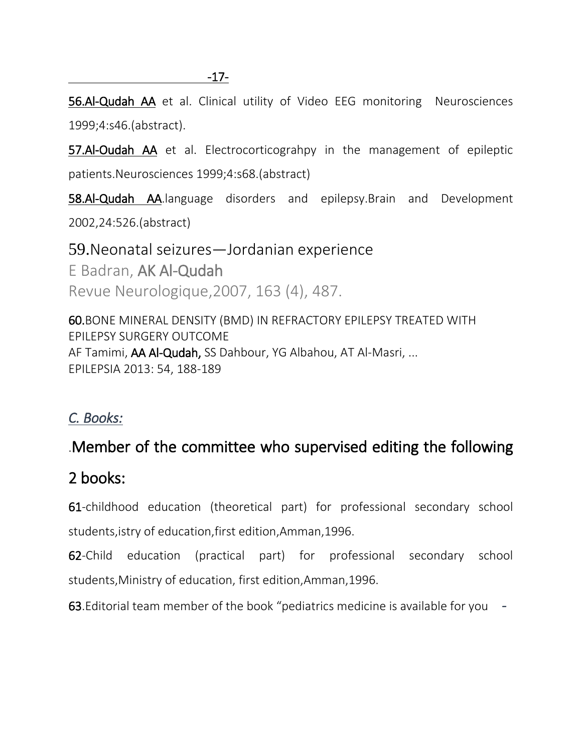**56.Al-Qudah AA** et al. Clinical utility of Video EEG monitoring Neurosciences 1999;4:s46.(abstract).

**57.Al-Oudah AA** et al. Electrocorticograhpy in the management of epileptic patients.Neurosciences 1999;4:s68.(abstract)

**58.Al-Qudah AA**.language disorders and epilepsy.Brain and Development 2002,24:526.(abstract)

59.Neonatal seizures—Jordanian experience
E Badran, **AK Al-Qudah**
Revue Neurologique,2007, 163 (4), 487.

**60.**BONE MINERAL DENSITY (BMD) IN REFRACTORY EPILEPSY TREATED WITH EPILEPSY SURGERY OUTCOME
AF Tamimi, **AA Al-Qudah,** SS Dahbour, YG Albahou, AT Al-Masri, ...
EPILEPSIA 2013: 54, 188-189

## *C. Books:*

### .Member of the committee who supervised editing the following 2 books:

**61**-childhood education (theoretical part) for professional secondary school students,istry of education,first edition,Amman,1996.

**62**-Child education (practical part) for professional secondary school students,Ministry of education, first edition,Amman,1996.

**63**.Editorial team member of the book "pediatrics medicine is available for you -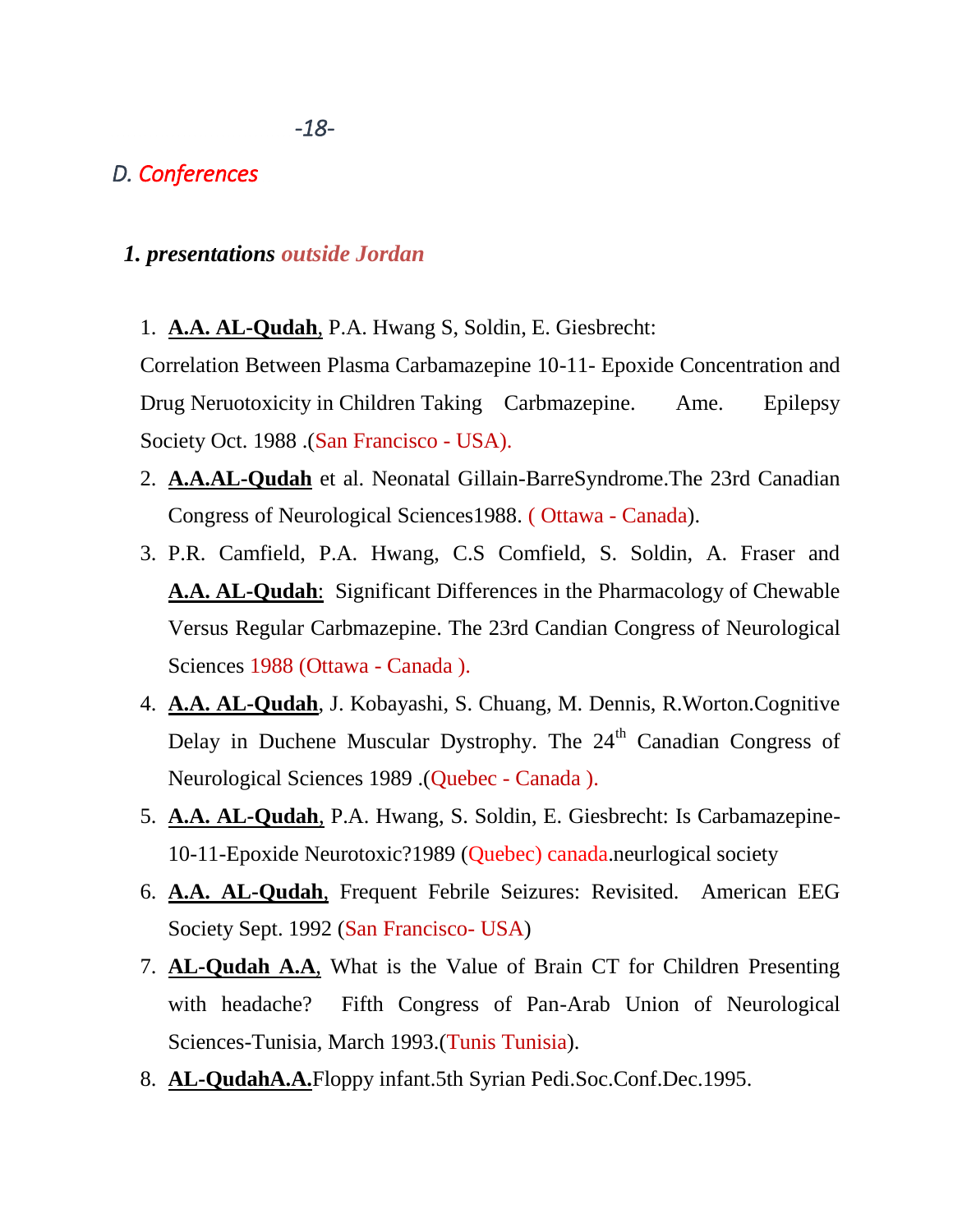## D. Conferences

### 1. presentations outside Jordan

1. **A.A. AL-Qudah**, P.A. Hwang S, Soldin, E. Giesbrecht: Correlation Between Plasma Carbamazepine 10-11- Epoxide Concentration and Drug Neruotoxicity in Children Taking Carbmazepine. Ame. Epilepsy Society Oct. 1988 .(San Francisco - USA).
2. **A.A.AL-Qudah** et al. Neonatal Gillain-BarreSyndrome.The 23rd Canadian Congress of Neurological Sciences1988. ( Ottawa - Canada).
3. P.R. Camfield, P.A. Hwang, C.S Comfield, S. Soldin, A. Fraser and **A.A. AL-Qudah**: Significant Differences in the Pharmacology of Chewable Versus Regular Carbmazepine. The 23rd Candian Congress of Neurological Sciences 1988 (Ottawa - Canada ).
4. **A.A. AL-Qudah**, J. Kobayashi, S. Chuang, M. Dennis, R.Worton.Cognitive Delay in Duchene Muscular Dystrophy. The 24th Canadian Congress of Neurological Sciences 1989 .(Quebec - Canada ).
5. **A.A. AL-Qudah**, P.A. Hwang, S. Soldin, E. Giesbrecht: Is Carbamazepine-10-11-Epoxide Neurotoxic?1989 (Quebec) canada.neurlogical society
6. **A.A. AL-Qudah**, Frequent Febrile Seizures: Revisited. American EEG Society Sept. 1992 (San Francisco- USA)
7. **AL-Qudah A.A**, What is the Value of Brain CT for Children Presenting with headache? Fifth Congress of Pan-Arab Union of Neurological Sciences-Tunisia, March 1993.(Tunis Tunisia).
8. **AL-QudahA.A.**Floppy infant.5th Syrian Pedi.Soc.Conf.Dec.1995.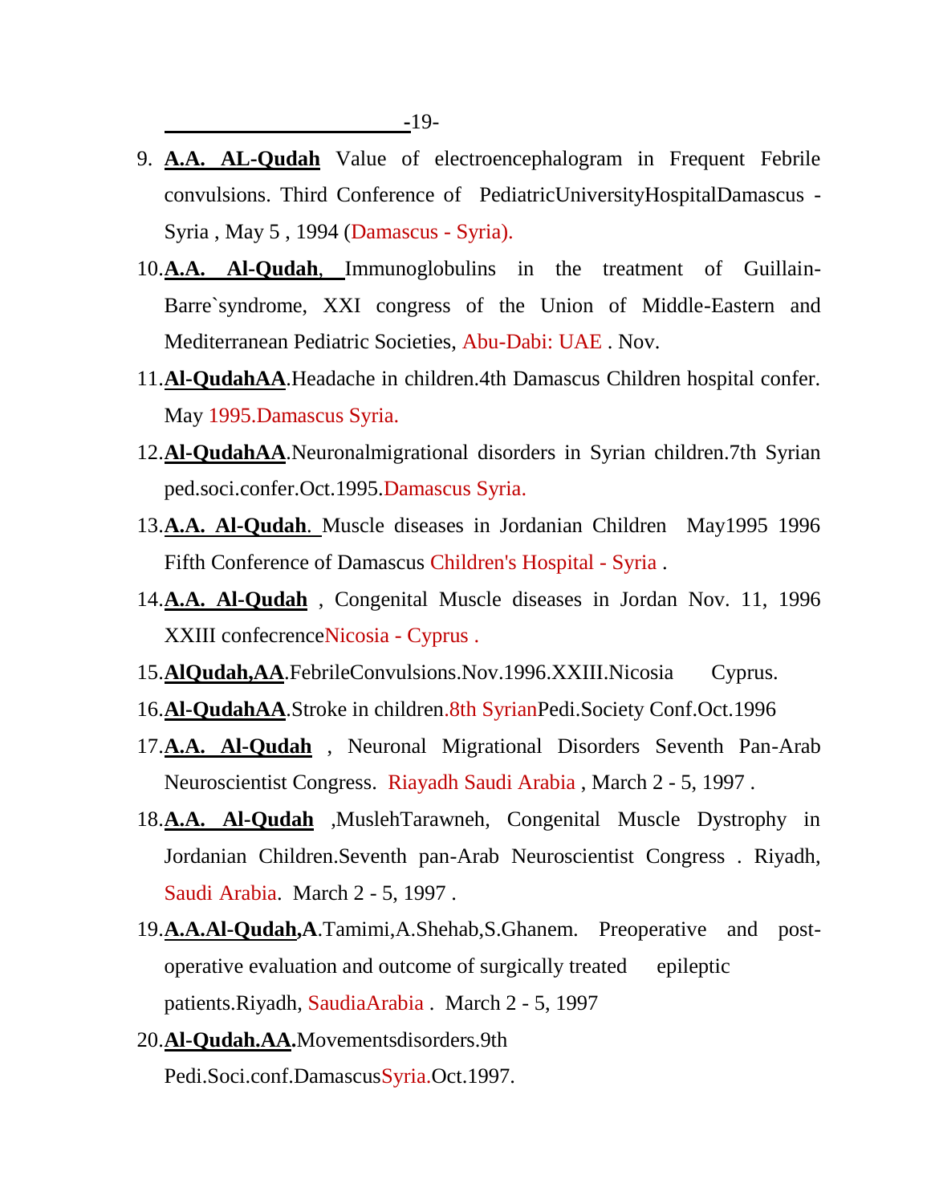9. **A.A. AL-Qudah** Value of electroencephalogram in Frequent Febrile convulsions. Third Conference of PediatricUniversityHospitalDamascus - Syria , May 5 , 1994 (Damascus - Syria).
10. **A.A. Al-Qudah**, Immunoglobulins in the treatment of Guillain-Barre`syndrome, XXI congress of the Union of Middle-Eastern and Mediterranean Pediatric Societies, Abu-Dabi: UAE . Nov.
11. **Al-QudahAA**.Headache in children.4th Damascus Children hospital confer. May 1995.Damascus Syria.
12. **Al-QudahAA**.Neuronalmigrational disorders in Syrian children.7th Syrian ped.soci.confer.Oct.1995.Damascus Syria.
13. **A.A. Al-Qudah**. Muscle diseases in Jordanian Children May1995 1996 Fifth Conference of Damascus Children's Hospital - Syria .
14. **A.A. Al-Qudah** , Congenital Muscle diseases in Jordan Nov. 11, 1996 XXIII confecrenceNicosia - Cyprus .
15. **AlQudah,AA**.FebrileConvulsions.Nov.1996.XXIII.Nicosia Cyprus.
16. **Al-QudahAA**.Stroke in children.8th SyrianPedi.Society Conf.Oct.1996
17. **A.A. Al-Qudah** , Neuronal Migrational Disorders Seventh Pan-Arab Neuroscientist Congress. Riayadh Saudi Arabia , March 2 - 5, 1997 .
18. **A.A. Al-Qudah** ,MuslehTarawneh, Congenital Muscle Dystrophy in Jordanian Children.Seventh pan-Arab Neuroscientist Congress . Riyadh, Saudi Arabia. March 2 - 5, 1997 .
19. **A.A.Al-Qudah,A**.Tamimi,A.Shehab,S.Ghanem. Preoperative and post-operative evaluation and outcome of surgically treated epileptic patients.Riyadh, SaudiaArabia . March 2 - 5, 1997
20. **Al-Qudah.AA.**Movementsdisorders.9th Pedi.Soci.conf.DamascusSyria.Oct.1997.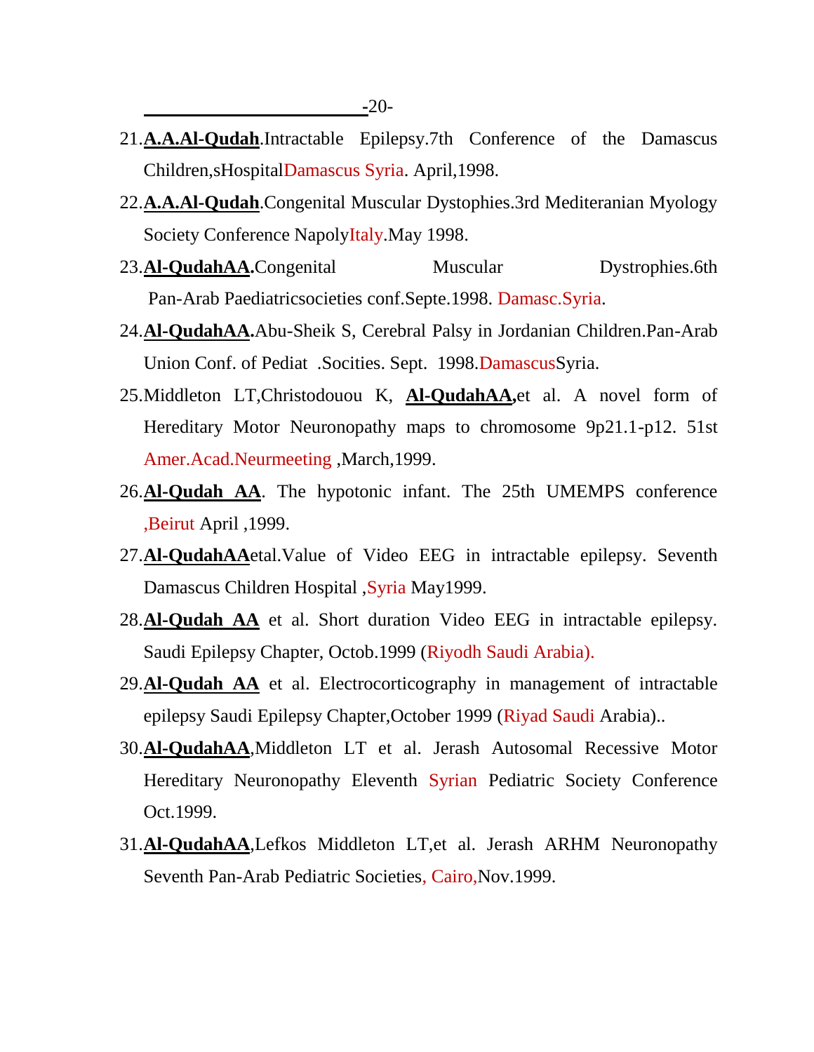21. **A.A.Al-Qudah**.Intractable Epilepsy.7th Conference of the Damascus Children,sHospitalDamascus Syria. April,1998.
22. **A.A.Al-Qudah**.Congenital Muscular Dystophies.3rd Mediteranian Myology Society Conference NapolyItaly.May 1998.
23. **Al-QudahAA.**Congenital Muscular Dystrophies.6th Pan-Arab Paediatricsocieties conf.Septe.1998. Damasc.Syria.
24. **Al-QudahAA.**Abu-Sheik S, Cerebral Palsy in Jordanian Children.Pan-Arab Union Conf. of Pediat .Socities. Sept. 1998.DamascusSyria.
25. Middleton LT,Christodouou K, **Al-QudahAA,**et al. A novel form of Hereditary Motor Neuronopathy maps to chromosome 9p21.1-p12. 51st Amer.Acad.Neurmeeting ,March,1999.
26. **Al-Qudah AA**. The hypotonic infant. The 25th UMEMPS conference ,Beirut April ,1999.
27. **Al-QudahAA**etal.Value of Video EEG in intractable epilepsy. Seventh Damascus Children Hospital ,Syria May1999.
28. **Al-Qudah AA** et al. Short duration Video EEG in intractable epilepsy. Saudi Epilepsy Chapter, Octob.1999 (Riyodh Saudi Arabia).
29. **Al-Qudah AA** et al. Electrocorticography in management of intractable epilepsy Saudi Epilepsy Chapter,October 1999 (Riyad Saudi Arabia)..
30. **Al-QudahAA**,Middleton LT et al. Jerash Autosomal Recessive Motor Hereditary Neuronopathy Eleventh Syrian Pediatric Society Conference Oct.1999.
31. **Al-QudahAA**,Lefkos Middleton LT,et al. Jerash ARHM Neuronopathy Seventh Pan-Arab Pediatric Societies, Cairo,Nov.1999.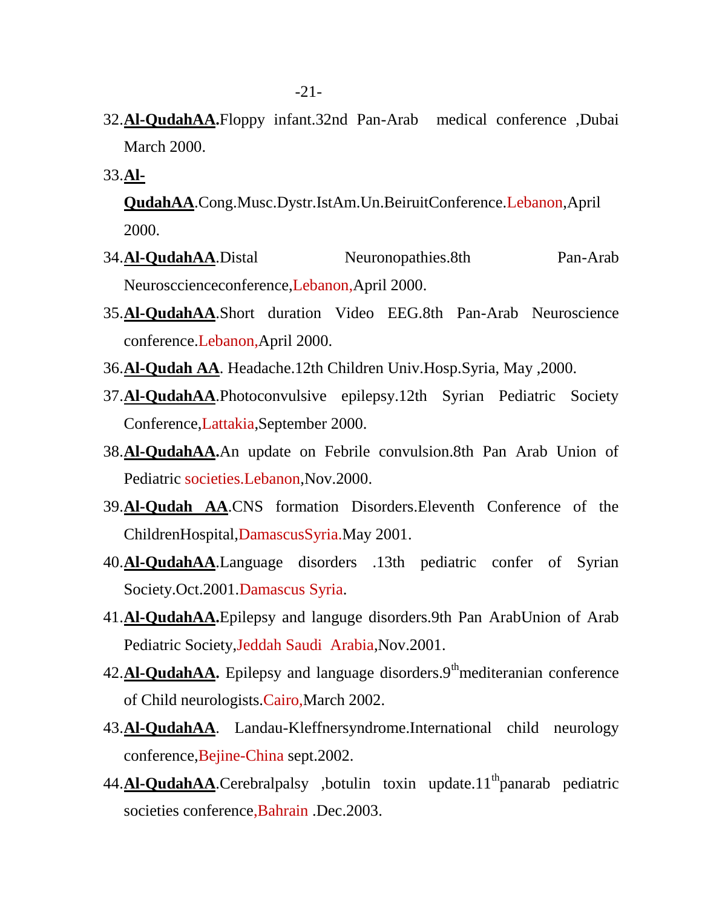32. **Al-QudahAA.**Floppy infant.32nd Pan-Arab medical conference ,Dubai March 2000.
33. **Al-QudahAA**.Cong.Musc.Dystr.IstAm.Un.BeiruitConference.Lebanon,April 2000.
34. **Al-QudahAA**.Distal Neuronopathies.8th Pan-Arab Neurosccienceconference,Lebanon,April 2000.
35. **Al-QudahAA**.Short duration Video EEG.8th Pan-Arab Neuroscience conference.Lebanon,April 2000.
36. **Al-Qudah AA**. Headache.12th Children Univ.Hosp.Syria, May ,2000.
37. **Al-QudahAA**.Photoconvulsive epilepsy.12th Syrian Pediatric Society Conference,Lattakia,September 2000.
38. **Al-QudahAA.**An update on Febrile convulsion.8th Pan Arab Union of Pediatric societies.Lebanon,Nov.2000.
39. **Al-Qudah AA**.CNS formation Disorders.Eleventh Conference of the ChildrenHospital,DamascusSyria.May 2001.
40. **Al-QudahAA**.Language disorders .13th pediatric confer of Syrian Society.Oct.2001.Damascus Syria.
41. **Al-QudahAA.**Epilepsy and languge disorders.9th Pan ArabUnion of Arab Pediatric Society,Jeddah Saudi Arabia,Nov.2001.
42. **Al-QudahAA.** Epilepsy and language disorders.9th mediteranian conference of Child neurologists.Cairo,March 2002.
43. **Al-QudahAA**. Landau-Kleffnersyndrome.International child neurology conference,Bejine-China sept.2002.
44. **Al-QudahAA**.Cerebralpalsy ,botulin toxin update.11th panarab pediatric societies conference,Bahrain .Dec.2003.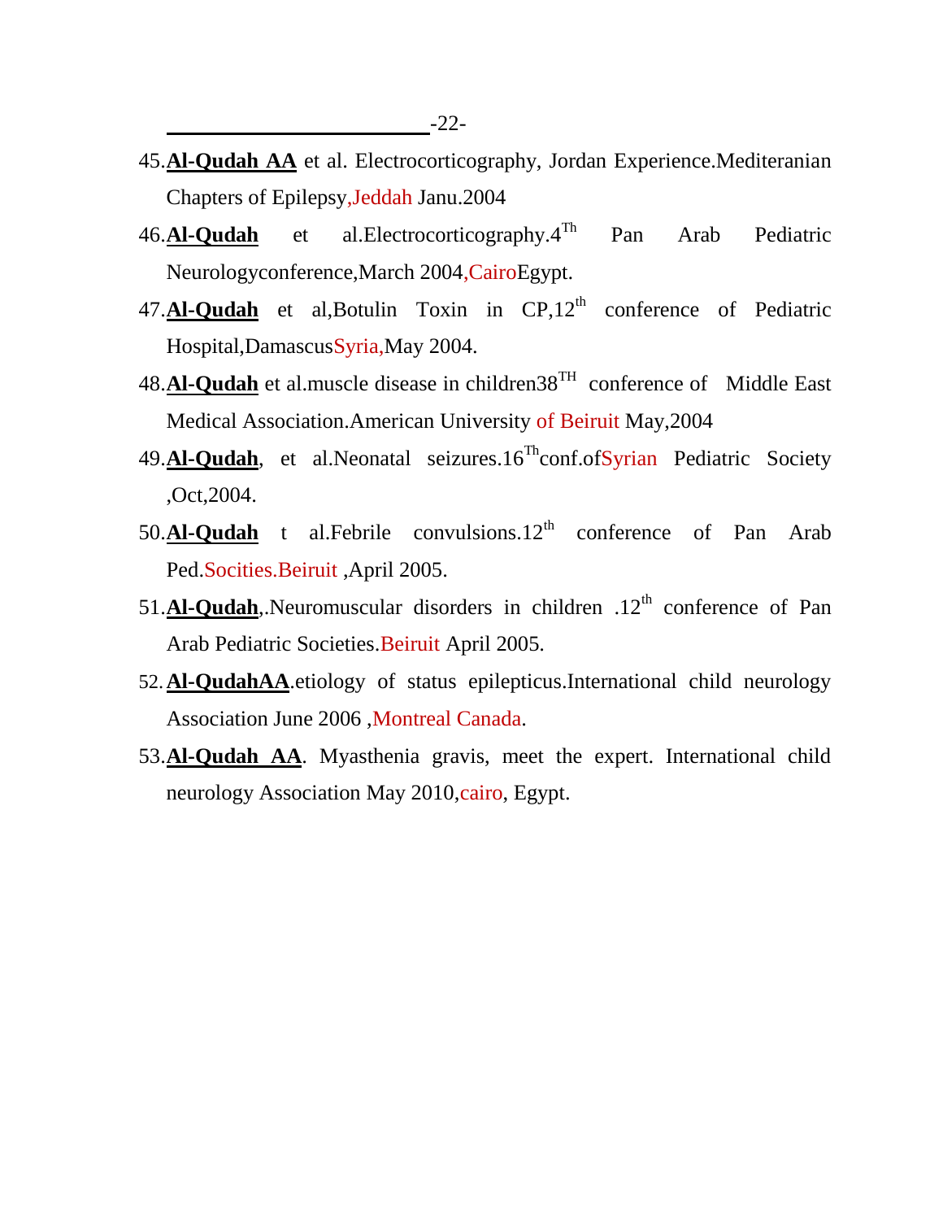45. **Al-Qudah AA** et al. Electrocorticography, Jordan Experience.Mediteranian Chapters of Epilepsy,Jeddah Janu.2004
46. **Al-Qudah** et al.Electrocorticography.4[Th] Pan Arab Pediatric Neurologyconference,March 2004,CairoEgypt.
47. **Al-Qudah** et al,Botulin Toxin in CP,12[th] conference of Pediatric Hospital,DamascusSyria,May 2004.
48. **Al-Qudah** et al.muscle disease in children38[TH] conference of Middle East Medical Association.American University of Beiruit May,2004
49. **Al-Qudah**, et al.Neonatal seizures.16[Th]conf.ofSyrian Pediatric Society ,Oct,2004.
50. **Al-Qudah** t al.Febrile convulsions.12[th] conference of Pan Arab Ped.Socities.Beiruit ,April 2005.
51. **Al-Qudah**,.Neuromuscular disorders in children .12[th] conference of Pan Arab Pediatric Societies.Beiruit April 2005.
52. **Al-QudahAA**.etiology of status epilepticus.International child neurology Association June 2006 ,Montreal Canada.
53. **Al-Qudah AA**. Myasthenia gravis, meet the expert. International child neurology Association May 2010,cairo, Egypt.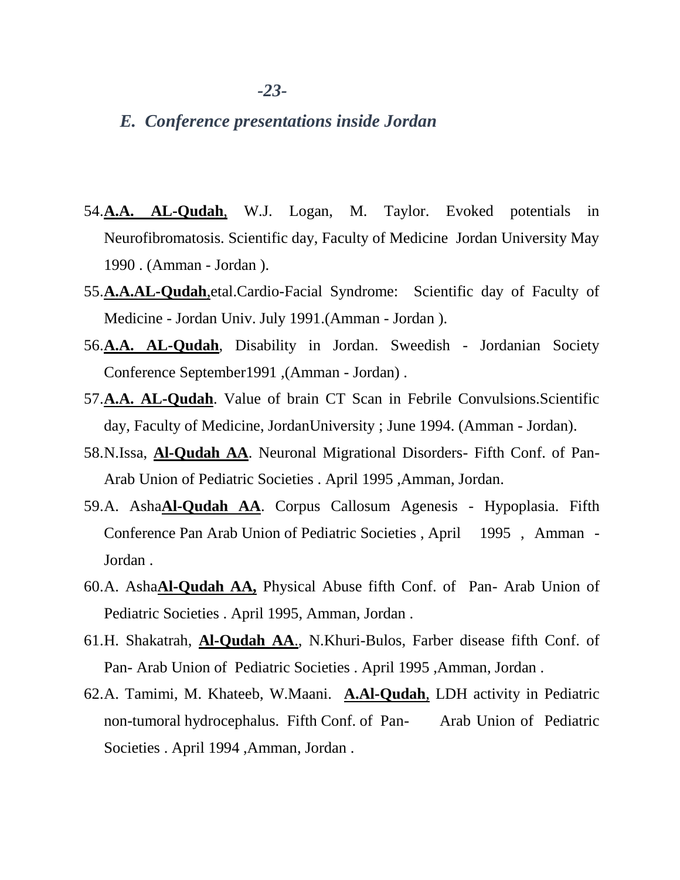## *E. Conference presentations inside Jordan*

54. **A.A. AL-Qudah**, W.J. Logan, M. Taylor. Evoked potentials in Neurofibromatosis. Scientific day, Faculty of Medicine Jordan University May 1990 . (Amman - Jordan ).
55. **A.A.AL-Qudah**,etal.Cardio-Facial Syndrome: Scientific day of Faculty of Medicine - Jordan Univ. July 1991.(Amman - Jordan ).
56. **A.A. AL-Qudah**, Disability in Jordan. Sweedish - Jordanian Society Conference September1991 ,(Amman - Jordan) .
57. **A.A. AL-Qudah**. Value of brain CT Scan in Febrile Convulsions.Scientific day, Faculty of Medicine, JordanUniversity ; June 1994. (Amman - Jordan).
58. N.Issa, **Al-Qudah AA**. Neuronal Migrational Disorders- Fifth Conf. of Pan-Arab Union of Pediatric Societies . April 1995 ,Amman, Jordan.
59. A. Asha**Al-Qudah AA**. Corpus Callosum Agenesis - Hypoplasia. Fifth Conference Pan Arab Union of Pediatric Societies , April 1995 , Amman - Jordan .
60. A. Asha**Al-Qudah AA,** Physical Abuse fifth Conf. of Pan- Arab Union of Pediatric Societies . April 1995, Amman, Jordan .
61. H. Shakatrah, **Al-Qudah AA**., N.Khuri-Bulos, Farber disease fifth Conf. of Pan- Arab Union of Pediatric Societies . April 1995 ,Amman, Jordan .
62. A. Tamimi, M. Khateeb, W.Maani. **A.Al-Qudah**, LDH activity in Pediatric non-tumoral hydrocephalus. Fifth Conf. of Pan- Arab Union of Pediatric Societies . April 1994 ,Amman, Jordan .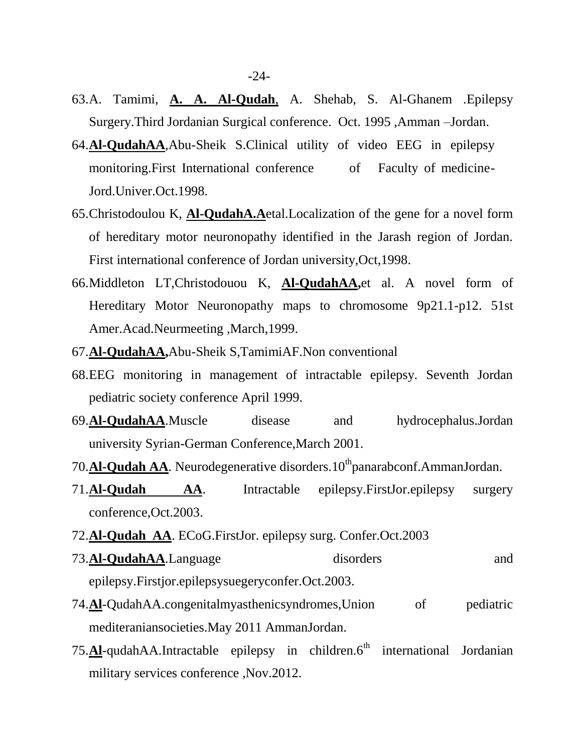63. A. Tamimi, **A. A. Al-Qudah**, A. Shehab, S. Al-Ghanem .Epilepsy Surgery.Third Jordanian Surgical conference. Oct. 1995 ,Amman –Jordan.
64. **Al-QudahAA**,Abu-Sheik S.Clinical utility of video EEG in epilepsy monitoring.First International conference of Faculty of medicine- Jord.Univer.Oct.1998.
65. Christodoulou K, **Al-QudahA.A**etal.Localization of the gene for a novel form of hereditary motor neuronopathy identified in the Jarash region of Jordan. First international conference of Jordan university,Oct,1998.
66. Middleton LT,Christodouou K, **Al-QudahAA,**et al. A novel form of Hereditary Motor Neuronopathy maps to chromosome 9p21.1-p12. 51st Amer.Acad.Neurmeeting ,March,1999.
67. **Al-QudahAA,**Abu-Sheik S,TamimiAF.Non conventional
68. EEG monitoring in management of intractable epilepsy. Seventh Jordan pediatric society conference April 1999.
69. **Al-QudahAA**.Muscle disease and hydrocephalus.Jordan university Syrian-German Conference,March 2001.
70. **Al-Qudah AA**. Neurodegenerative disorders.10th panarabconf.AmmanJordan.
71. **Al-Qudah AA**. Intractable epilepsy.FirstJor.epilepsy surgery conference,Oct.2003.
72. **Al-Qudah AA**. ECoG.FirstJor. epilepsy surg. Confer.Oct.2003
73. **Al-QudahAA**.Language disorders and epilepsy.Firstjor.epilepsysuegeryconfer.Oct.2003.
74. **Al**-QudahAA.congenitalmyasthenicsyndromes,Union of pediatric mediteraniansocieties.May 2011 AmmanJordan.
75. **Al**-qudahAA.Intractable epilepsy in children.6th international Jordanian military services conference ,Nov.2012.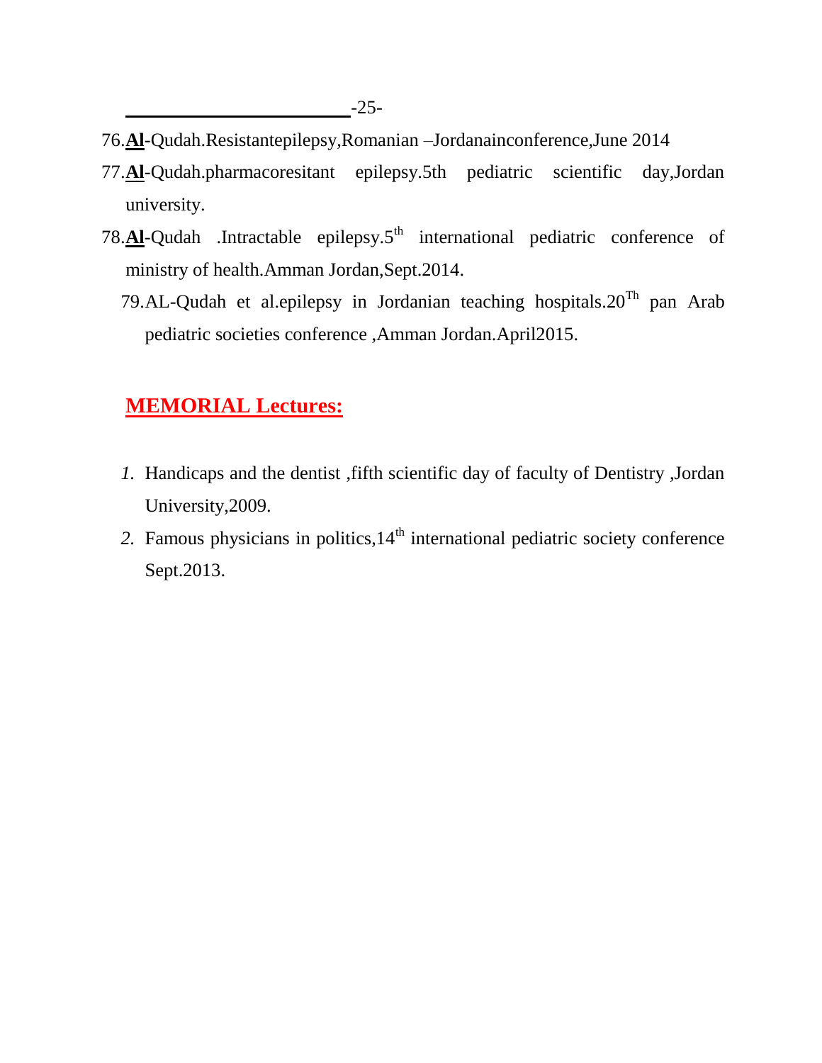76.**Al**-Qudah.Resistantepilepsy,Romanian –Jordanainconference,June 2014

77.**Al**-Qudah.pharmacoresitant epilepsy.5th pediatric scientific day,Jordan university.

78.**Al**-Qudah .Intractable epilepsy.5th international pediatric conference of ministry of health.Amman Jordan,Sept.2014.

79.AL-Qudah et al.epilepsy in Jordanian teaching hospitals.20Th pan Arab pediatric societies conference ,Amman Jordan.April2015.

## MEMORIAL Lectures:

1. Handicaps and the dentist ,fifth scientific day of faculty of Dentistry ,Jordan University,2009.
2. Famous physicians in politics,14th international pediatric society conference Sept.2013.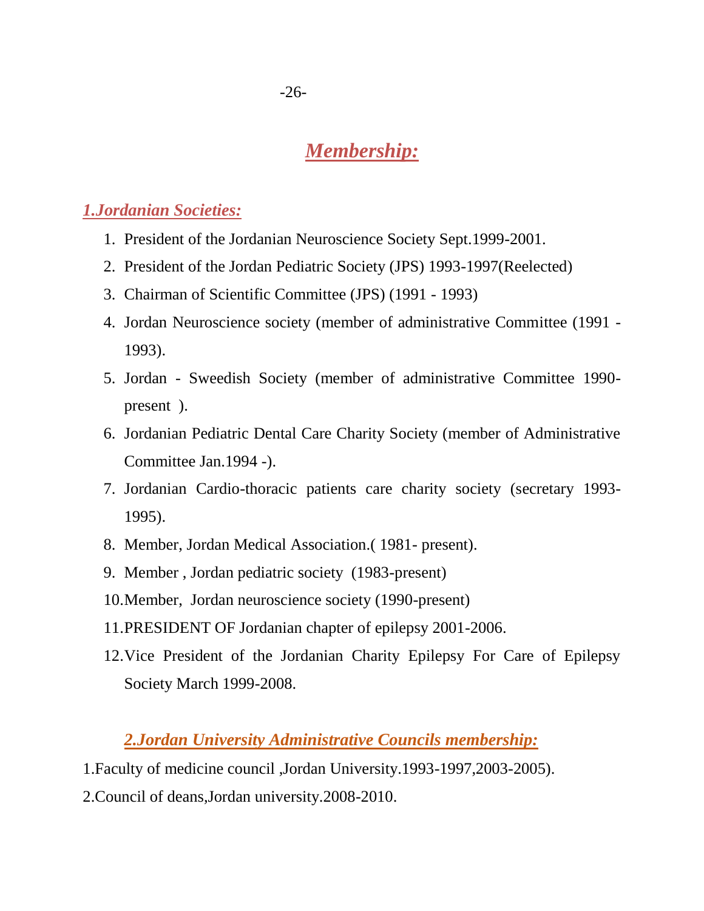## ***Membership:***

### ***1.Jordanian Societies:***

1. President of the Jordanian Neuroscience Society Sept.1999-2001.
2. President of the Jordan Pediatric Society (JPS) 1993-1997(Reelected)
3. Chairman of Scientific Committee (JPS) (1991 - 1993)
4. Jordan Neuroscience society (member of administrative Committee (1991 - 1993).
5. Jordan - Sweedish Society (member of administrative Committee 1990- present ).
6. Jordanian Pediatric Dental Care Charity Society (member of Administrative Committee Jan.1994 -).
7. Jordanian Cardio-thoracic patients care charity society (secretary 1993- 1995).
8. Member, Jordan Medical Association.( 1981- present).
9. Member , Jordan pediatric society (1983-present)
10. Member, Jordan neuroscience society (1990-present)
11. PRESIDENT OF Jordanian chapter of epilepsy 2001-2006.
12. Vice President of the Jordanian Charity Epilepsy For Care of Epilepsy Society March 1999-2008.

### ***2.Jordan University Administrative Councils membership:***

1.Faculty of medicine council ,Jordan University.1993-1997,2003-2005).

2.Council of deans,Jordan university.2008-2010.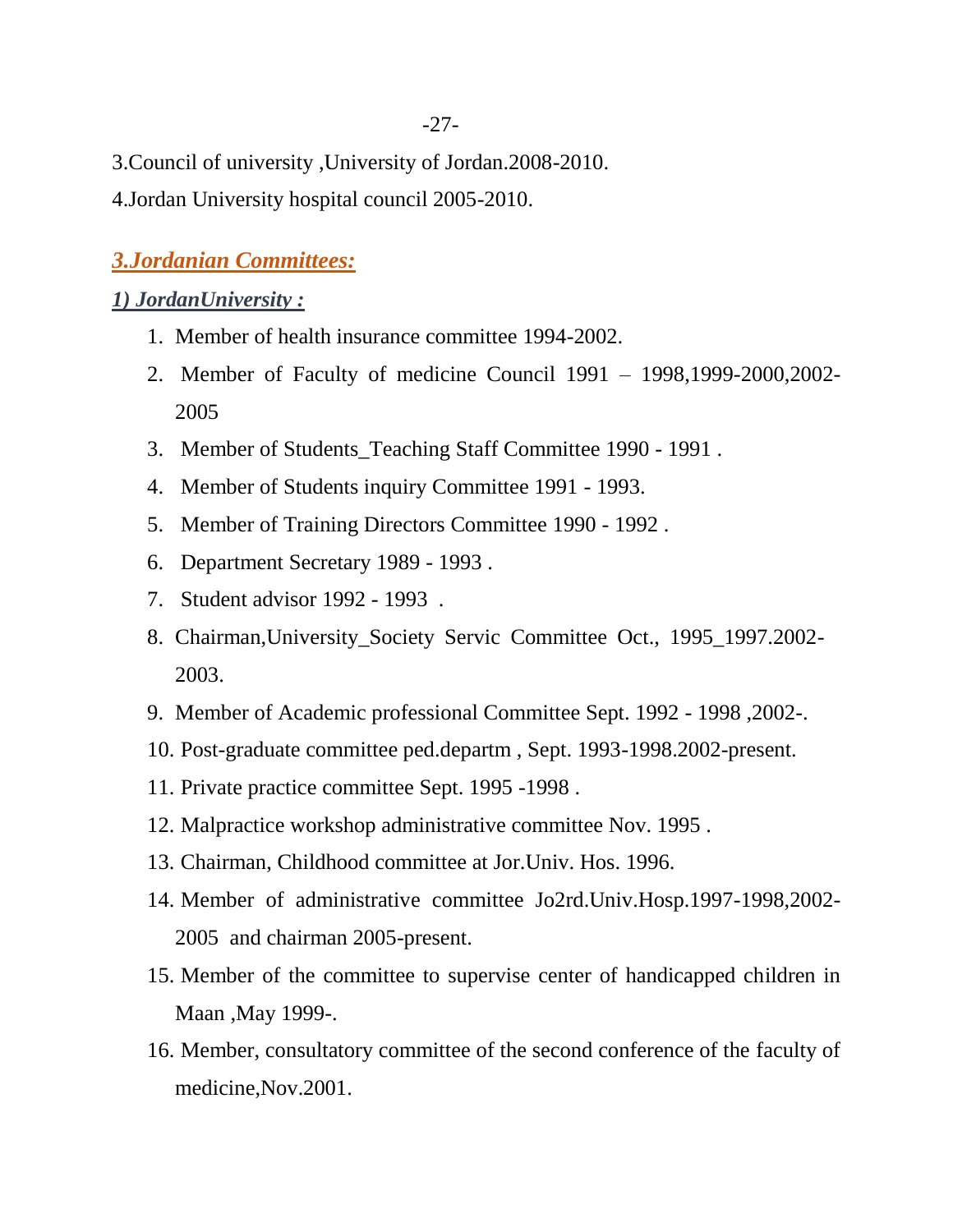3.Council of university ,University of Jordan.2008-2010.

4.Jordan University hospital council 2005-2010.

## ***3.Jordanian Committees:***

### ***1) JordanUniversity :***

1. Member of health insurance committee 1994-2002.
2. Member of Faculty of medicine Council 1991 – 1998,1999-2000,2002-2005
3. Member of Students_Teaching Staff Committee 1990 - 1991 .
4. Member of Students inquiry Committee 1991 - 1993.
5. Member of Training Directors Committee 1990 - 1992 .
6. Department Secretary 1989 - 1993 .
7. Student advisor 1992 - 1993 .
8. Chairman,University_Society Servic Committee Oct., 1995_1997.2002-2003.
9. Member of Academic professional Committee Sept. 1992 - 1998 ,2002-.
10. Post-graduate committee ped.departm , Sept. 1993-1998.2002-present.
11. Private practice committee Sept. 1995 -1998 .
12. Malpractice workshop administrative committee Nov. 1995 .
13. Chairman, Childhood committee at Jor.Univ. Hos. 1996.
14. Member of administrative committee Jo2rd.Univ.Hosp.1997-1998,2002-2005 and chairman 2005-present.
15. Member of the committee to supervise center of handicapped children in Maan ,May 1999-.
16. Member, consultatory committee of the second conference of the faculty of medicine,Nov.2001.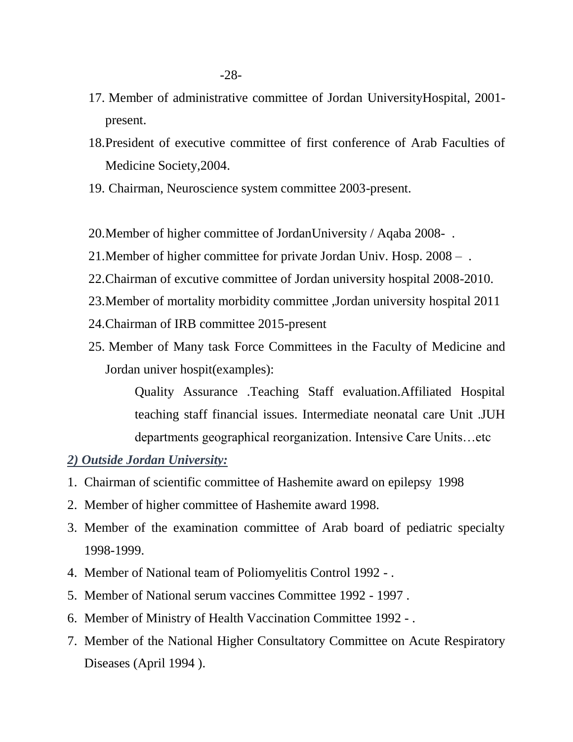17. Member of administrative committee of Jordan UniversityHospital, 2001-present.
18. President of executive committee of first conference of Arab Faculties of Medicine Society,2004.
19. Chairman, Neuroscience system committee 2003-present.
20. Member of higher committee of JordanUniversity / Aqaba 2008- .
21. Member of higher committee for private Jordan Univ. Hosp. 2008 – .
22. Chairman of excutive committee of Jordan university hospital 2008-2010.
23. Member of mortality morbidity committee ,Jordan university hospital 2011
24. Chairman of IRB committee 2015-present
25. Member of Many task Force Committees in the Faculty of Medicine and Jordan univer hospit(examples):

    Quality Assurance .Teaching Staff evaluation.Affiliated Hospital teaching staff financial issues. Intermediate neonatal care Unit .JUH departments geographical reorganization. Intensive Care Units…etc

***2) Outside Jordan University:***

1. Chairman of scientific committee of Hashemite award on epilepsy 1998
2. Member of higher committee of Hashemite award 1998.
3. Member of the examination committee of Arab board of pediatric specialty 1998-1999.
4. Member of National team of Poliomyelitis Control 1992 - .
5. Member of National serum vaccines Committee 1992 - 1997 .
6. Member of Ministry of Health Vaccination Committee 1992 - .
7. Member of the National Higher Consultatory Committee on Acute Respiratory Diseases (April 1994 ).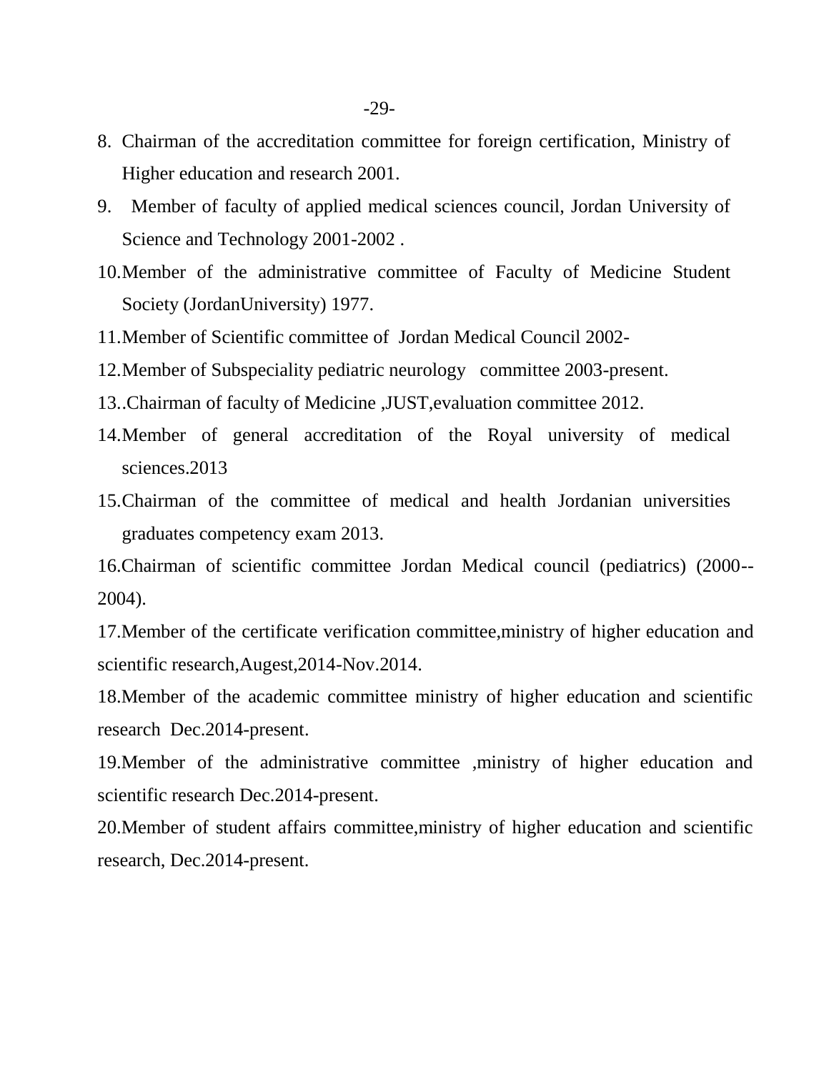8. Chairman of the accreditation committee for foreign certification, Ministry of Higher education and research 2001.
9. Member of faculty of applied medical sciences council, Jordan University of Science and Technology 2001-2002 .
10. Member of the administrative committee of Faculty of Medicine Student Society (JordanUniversity) 1977.
11. Member of Scientific committee of Jordan Medical Council 2002-
12. Member of Subspeciality pediatric neurology committee 2003-present.
13. .Chairman of faculty of Medicine ,JUST,evaluation committee 2012.
14. Member of general accreditation of the Royal university of medical sciences.2013
15. Chairman of the committee of medical and health Jordanian universities graduates competency exam 2013.
16. Chairman of scientific committee Jordan Medical council (pediatrics) (2000--2004).
17. Member of the certificate verification committee,ministry of higher education and scientific research,Augest,2014-Nov.2014.
18. Member of the academic committee ministry of higher education and scientific research Dec.2014-present.
19. Member of the administrative committee ,ministry of higher education and scientific research Dec.2014-present.
20. Member of student affairs committee,ministry of higher education and scientific research, Dec.2014-present.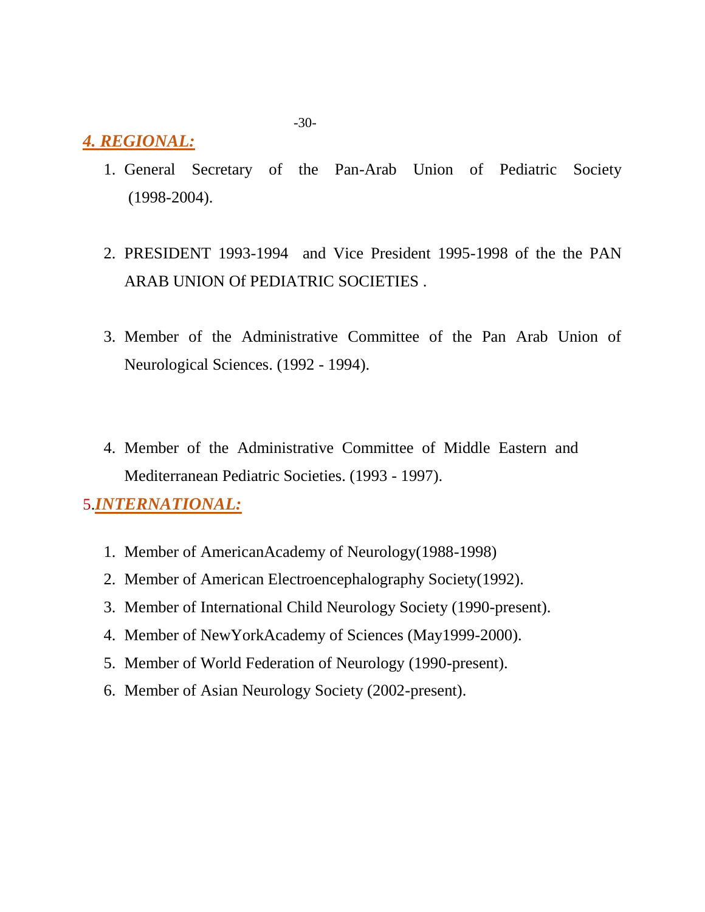## *4. REGIONAL:*

1. General Secretary of the Pan-Arab Union of Pediatric Society (1998-2004).

2. PRESIDENT 1993-1994 and Vice President 1995-1998 of the the PAN ARAB UNION Of PEDIATRIC SOCIETIES .

3. Member of the Administrative Committee of the Pan Arab Union of Neurological Sciences. (1992 - 1994).

4. Member of the Administrative Committee of Middle Eastern and Mediterranean Pediatric Societies. (1993 - 1997).

## 5.*INTERNATIONAL:*

1. Member of AmericanAcademy of Neurology(1988-1998)
2. Member of American Electroencephalography Society(1992).
3. Member of International Child Neurology Society (1990-present).
4. Member of NewYorkAcademy of Sciences (May1999-2000).
5. Member of World Federation of Neurology (1990-present).
6. Member of Asian Neurology Society (2002-present).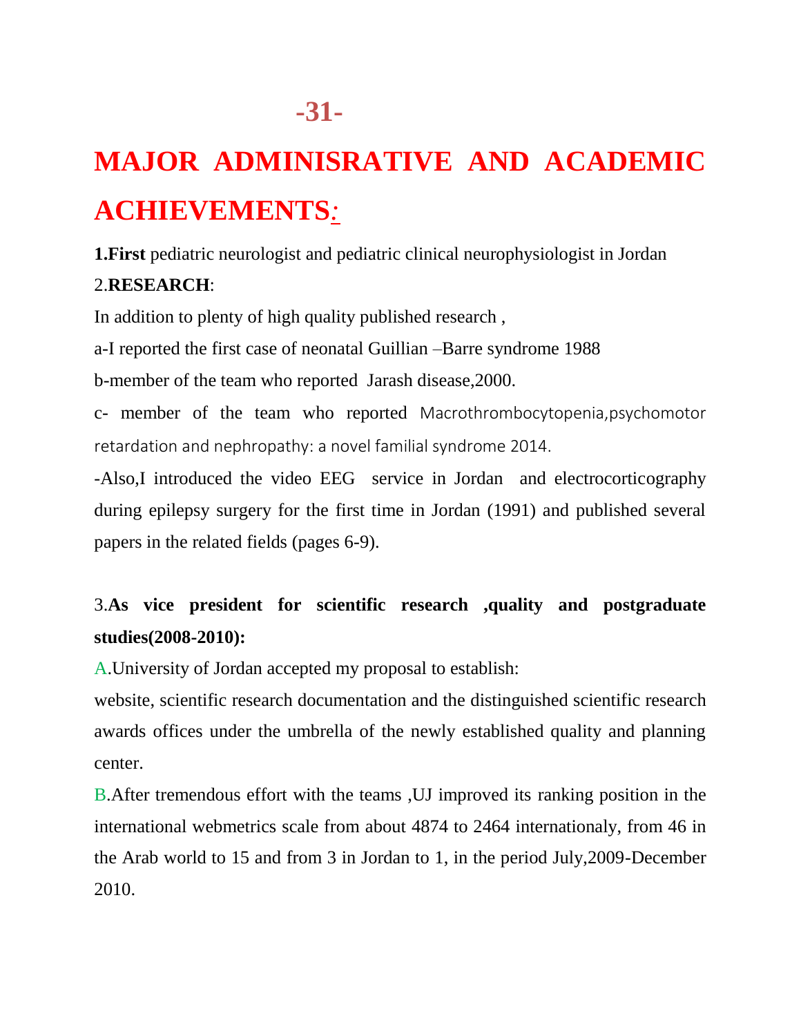# MAJOR ADMINISRATIVE AND ACADEMIC ACHIEVEMENTS:

**1.First** pediatric neurologist and pediatric clinical neurophysiologist in Jordan

2.**RESEARCH**:

In addition to plenty of high quality published research ,

a-I reported the first case of neonatal Guillian –Barre syndrome 1988

b-member of the team who reported Jarash disease,2000.

c- member of the team who reported Macrothrombocytopenia,psychomotor retardation and nephropathy: a novel familial syndrome 2014.

-Also,I introduced the video EEG service in Jordan and electrocorticography during epilepsy surgery for the first time in Jordan (1991) and published several papers in the related fields (pages 6-9).

3.**As vice president for scientific research ,quality and postgraduate studies(2008-2010):**

A.University of Jordan accepted my proposal to establish:

website, scientific research documentation and the distinguished scientific research awards offices under the umbrella of the newly established quality and planning center.

B.After tremendous effort with the teams ,UJ improved its ranking position in the international webmetrics scale from about 4874 to 2464 internationaly, from 46 in the Arab world to 15 and from 3 in Jordan to 1, in the period July,2009-December 2010.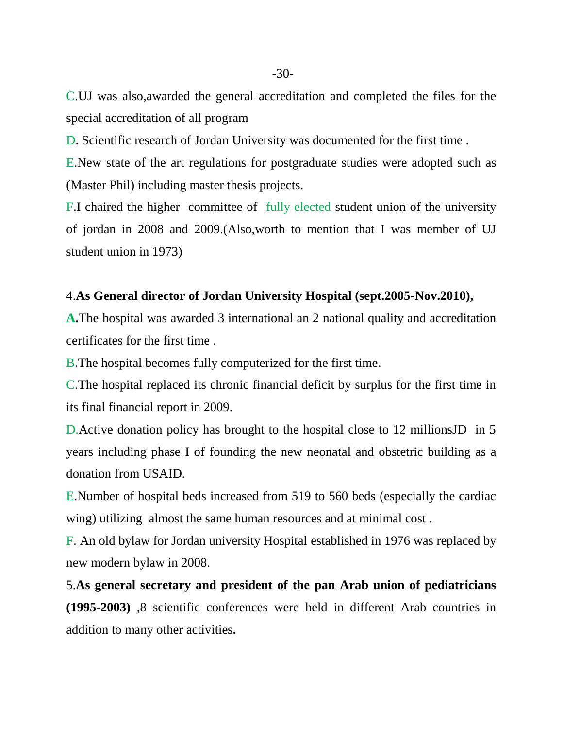C.UJ was also,awarded the general accreditation and completed the files for the special accreditation of all program

D. Scientific research of Jordan University was documented for the first time .

E.New state of the art regulations for postgraduate studies were adopted such as (Master Phil) including master thesis projects.

F.I chaired the higher committee of fully elected student union of the university of jordan in 2008 and 2009.(Also,worth to mention that I was member of UJ student union in 1973)

4.**As General director of Jordan University Hospital (sept.2005-Nov.2010),**

**A.**The hospital was awarded 3 international an 2 national quality and accreditation certificates for the first time .

B.The hospital becomes fully computerized for the first time.

C.The hospital replaced its chronic financial deficit by surplus for the first time in its final financial report in 2009.

D.Active donation policy has brought to the hospital close to 12 millionsJD in 5 years including phase I of founding the new neonatal and obstetric building as a donation from USAID.

E.Number of hospital beds increased from 519 to 560 beds (especially the cardiac wing) utilizing almost the same human resources and at minimal cost .

F. An old bylaw for Jordan university Hospital established in 1976 was replaced by new modern bylaw in 2008.

5.**As general secretary and president of the pan Arab union of pediatricians (1995-2003)** ,8 scientific conferences were held in different Arab countries in addition to many other activities**.**